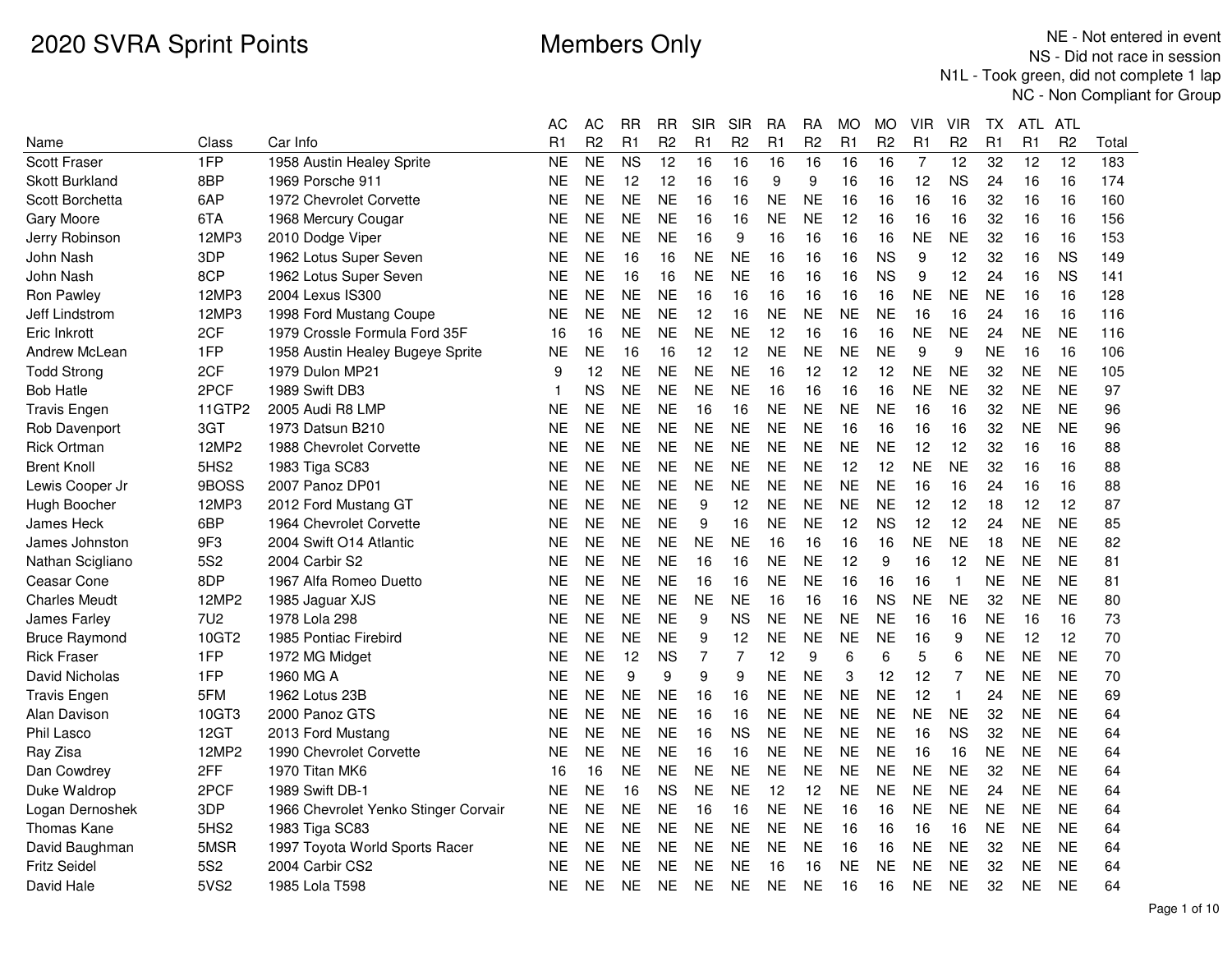# 2020 SVRA Sprint Points

## Members Only

NE - Not entered in event
NS - Did not race in session
N1L - Took green, did not complete 1 lap
NC - Non Compliant for Group

| Name | Class | Car Info | AC R1 | AC R2 | RR R1 | RR R2 | SIR R1 | SIR R2 | RA R1 | RA R2 | MO R1 | MO R2 | VIR R1 | VIR R2 | TX R1 | ATL R1 | ATL R2 | Total |
|---|---|---|---|---|---|---|---|---|---|---|---|---|---|---|---|---|---|---|
| Scott Fraser | 1FP | 1958 Austin Healey Sprite | NE | NE | NS | 12 | 16 | 16 | 16 | 16 | 16 | 16 | 7 | 12 | 32 | 12 | 12 | 183 |
| Skott Burkland | 8BP | 1969 Porsche 911 | NE | NE | 12 | 12 | 16 | 16 | 9 | 9 | 16 | 16 | 12 | NS | 24 | 16 | 16 | 174 |
| Scott Borchetta | 6AP | 1972 Chevrolet Corvette | NE | NE | NE | NE | 16 | 16 | NE | NE | 16 | 16 | 16 | 16 | 32 | 16 | 16 | 160 |
| Gary Moore | 6TA | 1968 Mercury Cougar | NE | NE | NE | NE | 16 | 16 | NE | NE | 12 | 16 | 16 | 16 | 32 | 16 | 16 | 156 |
| Jerry Robinson | 12MP3 | 2010 Dodge Viper | NE | NE | NE | NE | 16 | 9 | 16 | 16 | 16 | 16 | NE | NE | 32 | 16 | 16 | 153 |
| John Nash | 3DP | 1962 Lotus Super Seven | NE | NE | 16 | 16 | NE | NE | 16 | 16 | 16 | NS | 9 | 12 | 32 | 16 | NS | 149 |
| John Nash | 8CP | 1962 Lotus Super Seven | NE | NE | 16 | 16 | NE | NE | 16 | 16 | 16 | NS | 9 | 12 | 24 | 16 | NS | 141 |
| Ron Pawley | 12MP3 | 2004 Lexus IS300 | NE | NE | NE | NE | 16 | 16 | 16 | 16 | 16 | 16 | NE | NE | NE | 16 | 16 | 128 |
| Jeff Lindstrom | 12MP3 | 1998 Ford Mustang Coupe | NE | NE | NE | NE | 12 | 16 | NE | NE | NE | NE | 16 | 16 | 24 | 16 | 16 | 116 |
| Eric Inkrott | 2CF | 1979 Crossle Formula Ford 35F | 16 | 16 | NE | NE | NE | NE | 12 | 16 | 16 | 16 | NE | NE | 24 | NE | NE | 116 |
| Andrew McLean | 1FP | 1958 Austin Healey Bugeye Sprite | NE | NE | 16 | 16 | 12 | 12 | NE | NE | NE | NE | 9 | 9 | NE | 16 | 16 | 106 |
| Todd Strong | 2CF | 1979 Dulon MP21 | 9 | 12 | NE | NE | NE | NE | 16 | 12 | 12 | 12 | NE | NE | 32 | NE | NE | 105 |
| Bob Hatle | 2PCF | 1989 Swift DB3 | 1 | NS | NE | NE | NE | NE | 16 | 16 | 16 | 16 | NE | NE | 32 | NE | NE | 97 |
| Travis Engen | 11GTP2 | 2005 Audi R8 LMP | NE | NE | NE | NE | 16 | 16 | NE | NE | NE | NE | 16 | 16 | 32 | NE | NE | 96 |
| Rob Davenport | 3GT | 1973 Datsun B210 | NE | NE | NE | NE | NE | NE | NE | NE | 16 | 16 | 16 | 16 | 32 | NE | NE | 96 |
| Rick Ortman | 12MP2 | 1988 Chevrolet Corvette | NE | NE | NE | NE | NE | NE | NE | NE | NE | NE | 12 | 12 | 32 | 16 | 16 | 88 |
| Brent Knoll | 5HS2 | 1983 Tiga SC83 | NE | NE | NE | NE | NE | NE | NE | NE | 12 | 12 | NE | NE | 32 | 16 | 16 | 88 |
| Lewis Cooper Jr | 9BOSS | 2007 Panoz DP01 | NE | NE | NE | NE | NE | NE | NE | NE | NE | NE | 16 | 16 | 24 | 16 | 16 | 88 |
| Hugh Boocher | 12MP3 | 2012 Ford Mustang GT | NE | NE | NE | NE | 9 | 12 | NE | NE | NE | NE | 12 | 12 | 18 | 12 | 12 | 87 |
| James Heck | 6BP | 1964 Chevrolet Corvette | NE | NE | NE | NE | 9 | 16 | NE | NE | 12 | NS | 12 | 12 | 24 | NE | NE | 85 |
| James Johnston | 9F3 | 2004 Swift O14 Atlantic | NE | NE | NE | NE | NE | NE | 16 | 16 | 16 | 16 | NE | NE | 18 | NE | NE | 82 |
| Nathan Scigliano | 5S2 | 2004 Carbir S2 | NE | NE | NE | NE | 16 | 16 | NE | NE | 12 | 9 | 16 | 12 | NE | NE | NE | 81 |
| Ceasar Cone | 8DP | 1967 Alfa Romeo Duetto | NE | NE | NE | NE | 16 | 16 | NE | NE | 16 | 16 | 16 | 1 | NE | NE | NE | 81 |
| Charles Meudt | 12MP2 | 1985 Jaguar XJS | NE | NE | NE | NE | NE | NE | 16 | 16 | 16 | NS | NE | NE | 32 | NE | NE | 80 |
| James Farley | 7U2 | 1978 Lola 298 | NE | NE | NE | NE | 9 | NS | NE | NE | NE | NE | 16 | 16 | NE | 16 | 16 | 73 |
| Bruce Raymond | 10GT2 | 1985 Pontiac Firebird | NE | NE | NE | NE | 9 | 12 | NE | NE | NE | NE | 16 | 9 | NE | 12 | 12 | 70 |
| Rick Fraser | 1FP | 1972 MG Midget | NE | NE | 12 | NS | 7 | 7 | 12 | 9 | 6 | 6 | 5 | 6 | NE | NE | NE | 70 |
| David Nicholas | 1FP | 1960 MG A | NE | NE | 9 | 9 | 9 | 9 | NE | NE | 3 | 12 | 12 | 7 | NE | NE | NE | 70 |
| Travis Engen | 5FM | 1962 Lotus 23B | NE | NE | NE | NE | 16 | 16 | NE | NE | NE | NE | 12 | 1 | 24 | NE | NE | 69 |
| Alan Davison | 10GT3 | 2000 Panoz GTS | NE | NE | NE | NE | 16 | 16 | NE | NE | NE | NE | NE | NE | 32 | NE | NE | 64 |
| Phil Lasco | 12GT | 2013 Ford Mustang | NE | NE | NE | NE | 16 | NS | NE | NE | NE | NE | 16 | NS | 32 | NE | NE | 64 |
| Ray Zisa | 12MP2 | 1990 Chevrolet Corvette | NE | NE | NE | NE | 16 | 16 | NE | NE | NE | NE | 16 | 16 | NE | NE | NE | 64 |
| Dan Cowdrey | 2FF | 1970 Titan MK6 | 16 | 16 | NE | NE | NE | NE | NE | NE | NE | NE | NE | NE | 32 | NE | NE | 64 |
| Duke Waldrop | 2PCF | 1989 Swift DB-1 | NE | NE | 16 | NS | NE | NE | 12 | 12 | NE | NE | NE | NE | 24 | NE | NE | 64 |
| Logan Dernoshek | 3DP | 1966 Chevrolet Yenko Stinger Corvair | NE | NE | NE | NE | 16 | 16 | NE | NE | 16 | 16 | NE | NE | NE | NE | NE | 64 |
| Thomas Kane | 5HS2 | 1983 Tiga SC83 | NE | NE | NE | NE | NE | NE | NE | NE | 16 | 16 | 16 | 16 | NE | NE | NE | 64 |
| David Baughman | 5MSR | 1997 Toyota World Sports Racer | NE | NE | NE | NE | NE | NE | NE | NE | 16 | 16 | NE | NE | 32 | NE | NE | 64 |
| Fritz Seidel | 5S2 | 2004 Carbir CS2 | NE | NE | NE | NE | NE | NE | 16 | 16 | NE | NE | NE | NE | 32 | NE | NE | 64 |
| David Hale | 5VS2 | 1985 Lola T598 | NE | NE | NE | NE | NE | NE | NE | NE | 16 | 16 | NE | NE | 32 | NE | NE | 64 |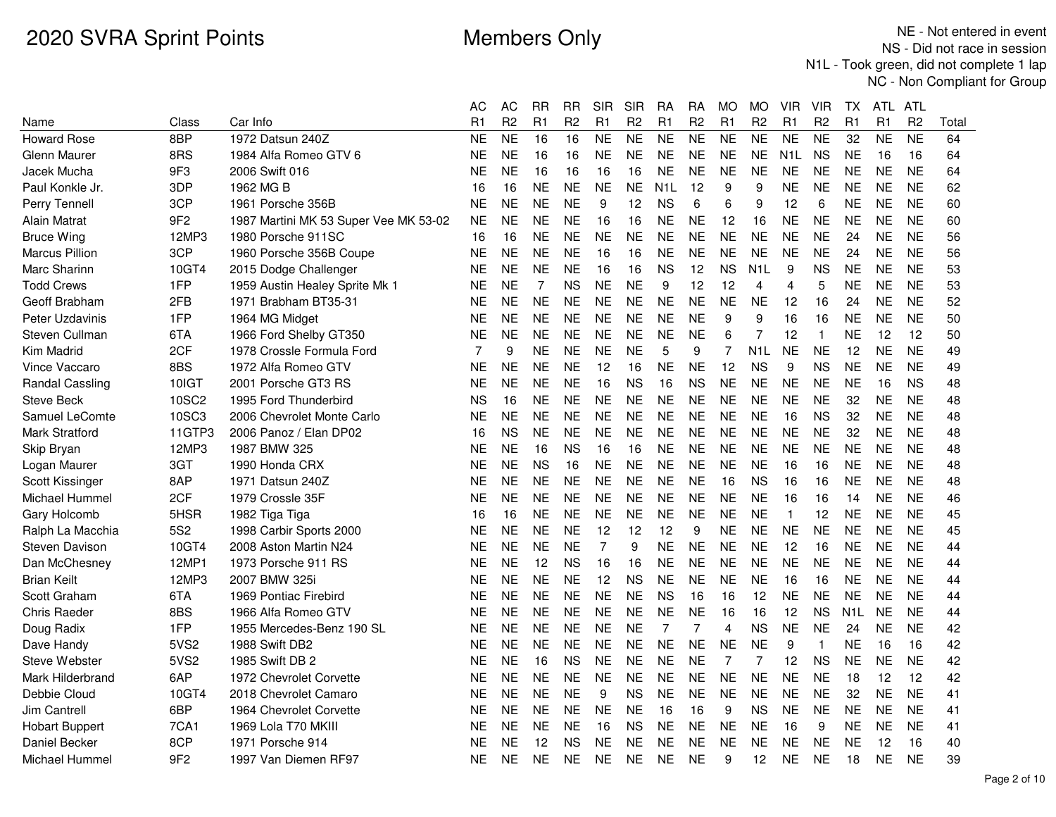# 2020 SVRA Sprint Points

## Members Only

NE - Not entered in event
NS - Did not race in session
N1L - Took green, did not complete 1 lap
NC - Non Compliant for Group

| Name | Class | Car Info | AC R1 | AC R2 | RR R1 | RR R2 | SIR R1 | SIR R2 | RA R1 | RA R2 | MO R1 | MO R2 | VIR R1 | VIR R2 | TX R1 | ATL R1 | ATL R2 | Total |
|---|---|---|---|---|---|---|---|---|---|---|---|---|---|---|---|---|---|---|
| Howard Rose | 8BP | 1972 Datsun 240Z | NE | NE | 16 | 16 | NE | NE | NE | NE | NE | NE | NE | NE | 32 | NE | NE | 64 |
| Glenn Maurer | 8RS | 1984 Alfa Romeo GTV 6 | NE | NE | 16 | 16 | NE | NE | NE | NE | NE | NE | N1L | NS | NE | 16 | 16 | 64 |
| Jacek Mucha | 9F3 | 2006 Swift 016 | NE | NE | 16 | 16 | 16 | 16 | NE | NE | NE | NE | NE | NE | NE | NE | NE | 64 |
| Paul Konkle Jr. | 3DP | 1962 MG B | 16 | 16 | NE | NE | NE | NE | N1L | 12 | 9 | 9 | NE | NE | NE | NE | NE | 62 |
| Perry Tennell | 3CP | 1961 Porsche 356B | NE | NE | NE | NE | 9 | 12 | NS | 6 | 6 | 9 | 12 | 6 | NE | NE | NE | 60 |
| Alain Matrat | 9F2 | 1987 Martini MK 53 Super Vee MK 53-02 | NE | NE | NE | NE | 16 | 16 | NE | NE | 12 | 16 | NE | NE | NE | NE | NE | 60 |
| Bruce Wing | 12MP3 | 1980 Porsche 911SC | 16 | 16 | NE | NE | NE | NE | NE | NE | NE | NE | NE | NE | 24 | NE | NE | 56 |
| Marcus Pillion | 3CP | 1960 Porsche 356B Coupe | NE | NE | NE | NE | 16 | 16 | NE | NE | NE | NE | NE | NE | 24 | NE | NE | 56 |
| Marc Sharinn | 10GT4 | 2015 Dodge Challenger | NE | NE | NE | NE | 16 | 16 | NS | 12 | NS | N1L | 9 | NS | NE | NE | NE | 53 |
| Todd Crews | 1FP | 1959 Austin Healey Sprite Mk 1 | NE | NE | 7 | NS | NE | NE | 9 | 12 | 12 | 4 | 4 | 5 | NE | NE | NE | 53 |
| Geoff Brabham | 2FB | 1971 Brabham BT35-31 | NE | NE | NE | NE | NE | NE | NE | NE | NE | NE | 12 | 16 | 24 | NE | NE | 52 |
| Peter Uzdavinis | 1FP | 1964 MG Midget | NE | NE | NE | NE | NE | NE | NE | NE | 9 | 9 | 16 | 16 | NE | NE | NE | 50 |
| Steven Cullman | 6TA | 1966 Ford Shelby GT350 | NE | NE | NE | NE | NE | NE | NE | NE | 6 | 7 | 12 | 1 | NE | 12 | 12 | 50 |
| Kim Madrid | 2CF | 1978 Crossle Formula Ford | 7 | 9 | NE | NE | NE | NE | 5 | 9 | 7 | N1L | NE | NE | 12 | NE | NE | 49 |
| Vince Vaccaro | 8BS | 1972 Alfa Romeo GTV | NE | NE | NE | NE | 12 | 16 | NE | NE | 12 | NS | 9 | NS | NE | NE | NE | 49 |
| Randal Cassling | 10IGT | 2001 Porsche GT3 RS | NE | NE | NE | NE | 16 | NS | 16 | NS | NE | NE | NE | NE | NE | 16 | NS | 48 |
| Steve Beck | 10SC2 | 1995 Ford Thunderbird | NS | 16 | NE | NE | NE | NE | NE | NE | NE | NE | NE | NE | 32 | NE | NE | 48 |
| Samuel LeComte | 10SC3 | 2006 Chevrolet Monte Carlo | NE | NE | NE | NE | NE | NE | NE | NE | NE | NE | 16 | NS | 32 | NE | NE | 48 |
| Mark Stratford | 11GTP3 | 2006 Panoz / Elan DP02 | 16 | NS | NE | NE | NE | NE | NE | NE | NE | NE | NE | NE | 32 | NE | NE | 48 |
| Skip Bryan | 12MP3 | 1987 BMW 325 | NE | NE | 16 | NS | 16 | 16 | NE | NE | NE | NE | NE | NE | NE | NE | NE | 48 |
| Logan Maurer | 3GT | 1990 Honda CRX | NE | NE | NS | 16 | NE | NE | NE | NE | NE | NE | 16 | 16 | NE | NE | NE | 48 |
| Scott Kissinger | 8AP | 1971 Datsun 240Z | NE | NE | NE | NE | NE | NE | NE | NE | 16 | NS | 16 | 16 | NE | NE | NE | 48 |
| Michael Hummel | 2CF | 1979 Crossle 35F | NE | NE | NE | NE | NE | NE | NE | NE | NE | NE | 16 | 16 | 14 | NE | NE | 46 |
| Gary Holcomb | 5HSR | 1982 Tiga Tiga | 16 | 16 | NE | NE | NE | NE | NE | NE | NE | NE | 1 | 12 | NE | NE | NE | 45 |
| Ralph La Macchia | 5S2 | 1998 Carbir Sports 2000 | NE | NE | NE | NE | 12 | 12 | 12 | 9 | NE | NE | NE | NE | NE | NE | NE | 45 |
| Steven Davison | 10GT4 | 2008 Aston Martin N24 | NE | NE | NE | NE | 7 | 9 | NE | NE | NE | NE | 12 | 16 | NE | NE | NE | 44 |
| Dan McChesney | 12MP1 | 1973 Porsche 911 RS | NE | NE | 12 | NS | 16 | 16 | NE | NE | NE | NE | NE | NE | NE | NE | NE | 44 |
| Brian Keilt | 12MP3 | 2007 BMW 325i | NE | NE | NE | NE | 12 | NS | NE | NE | NE | NE | 16 | 16 | NE | NE | NE | 44 |
| Scott Graham | 6TA | 1969 Pontiac Firebird | NE | NE | NE | NE | NE | NE | NS | 16 | 16 | 12 | NE | NE | NE | NE | NE | 44 |
| Chris Raeder | 8BS | 1966 Alfa Romeo GTV | NE | NE | NE | NE | NE | NE | NE | NE | 16 | 16 | 12 | NS | N1L | NE | NE | 44 |
| Doug Radix | 1FP | 1955 Mercedes-Benz 190 SL | NE | NE | NE | NE | NE | NE | 7 | 7 | 4 | NS | NE | NE | 24 | NE | NE | 42 |
| Dave Handy | 5VS2 | 1988 Swift DB2 | NE | NE | NE | NE | NE | NE | NE | NE | NE | NE | 9 | 1 | NE | 16 | 16 | 42 |
| Steve Webster | 5VS2 | 1985 Swift DB 2 | NE | NE | 16 | NS | NE | NE | NE | NE | 7 | 7 | 12 | NS | NE | NE | NE | 42 |
| Mark Hilderbrand | 6AP | 1972 Chevrolet Corvette | NE | NE | NE | NE | NE | NE | NE | NE | NE | NE | NE | NE | 18 | 12 | 12 | 42 |
| Debbie Cloud | 10GT4 | 2018 Chevrolet Camaro | NE | NE | NE | NE | 9 | NS | NE | NE | NE | NE | NE | NE | 32 | NE | NE | 41 |
| Jim Cantrell | 6BP | 1964 Chevrolet Corvette | NE | NE | NE | NE | NE | NE | 16 | 16 | 9 | NS | NE | NE | NE | NE | NE | 41 |
| Hobart Buppert | 7CA1 | 1969 Lola T70 MKIII | NE | NE | NE | NE | 16 | NS | NE | NE | NE | NE | 16 | 9 | NE | NE | NE | 41 |
| Daniel Becker | 8CP | 1971 Porsche 914 | NE | NE | 12 | NS | NE | NE | NE | NE | NE | NE | NE | NE | NE | 12 | 16 | 40 |
| Michael Hummel | 9F2 | 1997 Van Diemen RF97 | NE | NE | NE | NE | NE | NE | NE | NE | 9 | 12 | NE | NE | 18 | NE | NE | 39 |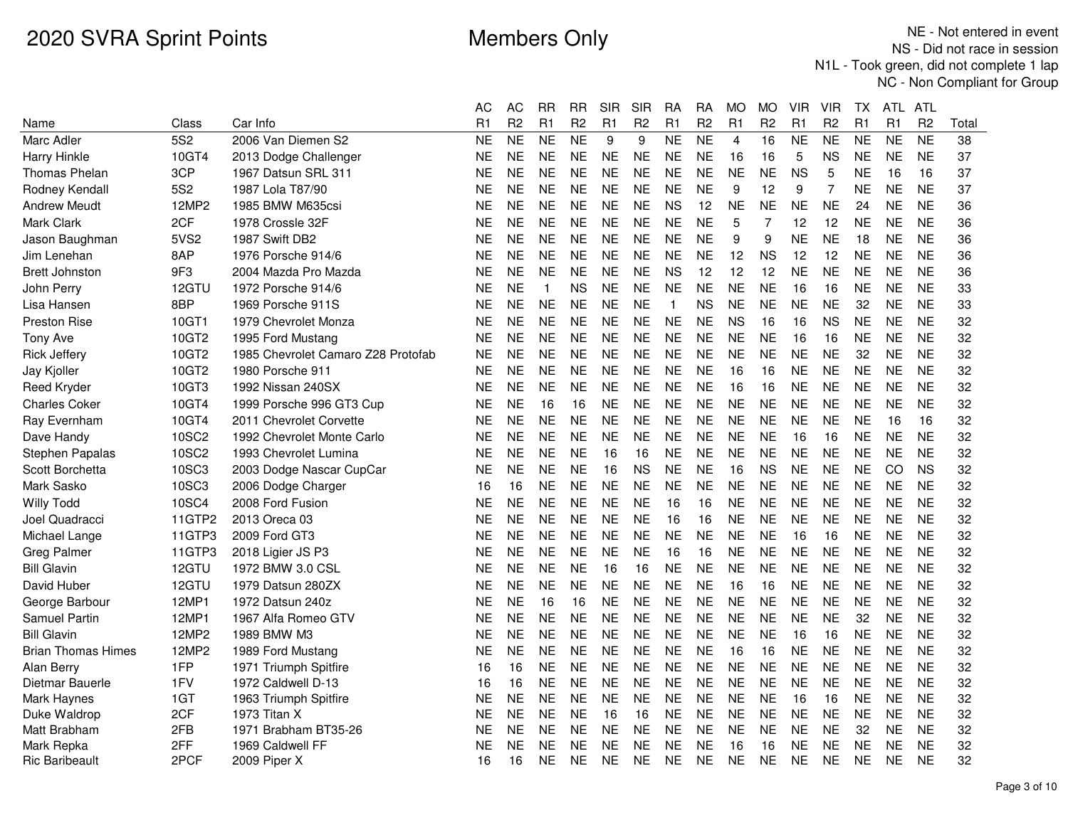# 2020 SVRA Sprint Points

Members Only

NE - Not entered in event
NS - Did not race in session
N1L - Took green, did not complete 1 lap
NC - Non Compliant for Group

| Name | Class | Car Info | AC R1 | AC R2 | RR R1 | RR R2 | SIR R1 | SIR R2 | RA R1 | RA R2 | MO R1 | MO R2 | VIR R1 | VIR R2 | TX R1 | ATL R1 | ATL R2 | Total |
|---|---|---|---|---|---|---|---|---|---|---|---|---|---|---|---|---|---|---|
| Marc Adler | 5S2 | 2006 Van Diemen S2 | NE | NE | NE | NE | 9 | 9 | NE | NE | 4 | 16 | NE | NE | NE | NE | NE | 38 |
| Harry Hinkle | 10GT4 | 2013 Dodge Challenger | NE | NE | NE | NE | NE | NE | NE | NE | 16 | 16 | 5 | NS | NE | NE | NE | 37 |
| Thomas Phelan | 3CP | 1967 Datsun SRL 311 | NE | NE | NE | NE | NE | NE | NE | NE | NE | NE | NS | 5 | NE | 16 | 16 | 37 |
| Rodney Kendall | 5S2 | 1987 Lola T87/90 | NE | NE | NE | NE | NE | NE | NE | NE | 9 | 12 | 9 | 7 | NE | NE | NE | 37 |
| Andrew Meudt | 12MP2 | 1985 BMW M635csi | NE | NE | NE | NE | NE | NE | NS | 12 | NE | NE | NE | NE | 24 | NE | NE | 36 |
| Mark Clark | 2CF | 1978 Crossle 32F | NE | NE | NE | NE | NE | NE | NE | NE | 5 | 7 | 12 | 12 | NE | NE | NE | 36 |
| Jason Baughman | 5VS2 | 1987 Swift DB2 | NE | NE | NE | NE | NE | NE | NE | NE | 9 | 9 | NE | NE | 18 | NE | NE | 36 |
| Jim Lenehan | 8AP | 1976 Porsche 914/6 | NE | NE | NE | NE | NE | NE | NE | NE | 12 | NS | 12 | 12 | NE | NE | NE | 36 |
| Brett Johnston | 9F3 | 2004 Mazda Pro Mazda | NE | NE | NE | NE | NE | NE | NS | 12 | 12 | 12 | NE | NE | NE | NE | NE | 36 |
| John Perry | 12GTU | 1972 Porsche 914/6 | NE | NE | 1 | NS | NE | NE | NE | NE | NE | NE | 16 | 16 | NE | NE | NE | 33 |
| Lisa Hansen | 8BP | 1969 Porsche 911S | NE | NE | NE | NE | NE | NE | 1 | NS | NE | NE | NE | NE | 32 | NE | NE | 33 |
| Preston Rise | 10GT1 | 1979 Chevrolet Monza | NE | NE | NE | NE | NE | NE | NE | NE | NS | 16 | 16 | NS | NE | NE | NE | 32 |
| Tony Ave | 10GT2 | 1995 Ford Mustang | NE | NE | NE | NE | NE | NE | NE | NE | NE | NE | 16 | 16 | NE | NE | NE | 32 |
| Rick Jeffery | 10GT2 | 1985 Chevrolet Camaro Z28 Protofab | NE | NE | NE | NE | NE | NE | NE | NE | NE | NE | NE | NE | 32 | NE | NE | 32 |
| Jay Kjoller | 10GT2 | 1980 Porsche 911 | NE | NE | NE | NE | NE | NE | NE | NE | 16 | 16 | NE | NE | NE | NE | NE | 32 |
| Reed Kryder | 10GT3 | 1992 Nissan 240SX | NE | NE | NE | NE | NE | NE | NE | NE | 16 | 16 | NE | NE | NE | NE | NE | 32 |
| Charles Coker | 10GT4 | 1999 Porsche 996 GT3 Cup | NE | NE | 16 | 16 | NE | NE | NE | NE | NE | NE | NE | NE | NE | NE | NE | 32 |
| Ray Evernham | 10GT4 | 2011 Chevrolet Corvette | NE | NE | NE | NE | NE | NE | NE | NE | NE | NE | NE | NE | NE | 16 | 16 | 32 |
| Dave Handy | 10SC2 | 1992 Chevrolet Monte Carlo | NE | NE | NE | NE | NE | NE | NE | NE | NE | NE | 16 | 16 | NE | NE | NE | 32 |
| Stephen Papalas | 10SC2 | 1993 Chevrolet Lumina | NE | NE | NE | NE | 16 | 16 | NE | NE | NE | NE | NE | NE | NE | NE | NE | 32 |
| Scott Borchetta | 10SC3 | 2003 Dodge Nascar CupCar | NE | NE | NE | NE | 16 | NS | NE | NE | 16 | NS | NE | NE | NE | CO | NS | 32 |
| Mark Sasko | 10SC3 | 2006 Dodge Charger | 16 | 16 | NE | NE | NE | NE | NE | NE | NE | NE | NE | NE | NE | NE | NE | 32 |
| Willy Todd | 10SC4 | 2008 Ford Fusion | NE | NE | NE | NE | NE | NE | 16 | 16 | NE | NE | NE | NE | NE | NE | NE | 32 |
| Joel Quadracci | 11GTP2 | 2013 Oreca 03 | NE | NE | NE | NE | NE | NE | 16 | 16 | NE | NE | NE | NE | NE | NE | NE | 32 |
| Michael Lange | 11GTP3 | 2009 Ford GT3 | NE | NE | NE | NE | NE | NE | NE | NE | NE | NE | 16 | 16 | NE | NE | NE | 32 |
| Greg Palmer | 11GTP3 | 2018 Ligier JS P3 | NE | NE | NE | NE | NE | NE | 16 | 16 | NE | NE | NE | NE | NE | NE | NE | 32 |
| Bill Glavin | 12GTU | 1972 BMW 3.0 CSL | NE | NE | NE | NE | 16 | 16 | NE | NE | NE | NE | NE | NE | NE | NE | NE | 32 |
| David Huber | 12GTU | 1979 Datsun 280ZX | NE | NE | NE | NE | NE | NE | NE | NE | 16 | 16 | NE | NE | NE | NE | NE | 32 |
| George Barbour | 12MP1 | 1972 Datsun 240z | NE | NE | 16 | 16 | NE | NE | NE | NE | NE | NE | NE | NE | NE | NE | NE | 32 |
| Samuel Partin | 12MP1 | 1967 Alfa Romeo GTV | NE | NE | NE | NE | NE | NE | NE | NE | NE | NE | NE | NE | 32 | NE | NE | 32 |
| Bill Glavin | 12MP2 | 1989 BMW M3 | NE | NE | NE | NE | NE | NE | NE | NE | NE | NE | 16 | 16 | NE | NE | NE | 32 |
| Brian Thomas Himes | 12MP2 | 1989 Ford Mustang | NE | NE | NE | NE | NE | NE | NE | NE | 16 | 16 | NE | NE | NE | NE | NE | 32 |
| Alan Berry | 1FP | 1971 Triumph Spitfire | 16 | 16 | NE | NE | NE | NE | NE | NE | NE | NE | NE | NE | NE | NE | NE | 32 |
| Dietmar Bauerle | 1FV | 1972 Caldwell D-13 | 16 | 16 | NE | NE | NE | NE | NE | NE | NE | NE | NE | NE | NE | NE | NE | 32 |
| Mark Haynes | 1GT | 1963 Triumph Spitfire | NE | NE | NE | NE | NE | NE | NE | NE | NE | NE | 16 | 16 | NE | NE | NE | 32 |
| Duke Waldrop | 2CF | 1973 Titan X | NE | NE | NE | NE | 16 | 16 | NE | NE | NE | NE | NE | NE | NE | NE | NE | 32 |
| Matt Brabham | 2FB | 1971 Brabham BT35-26 | NE | NE | NE | NE | NE | NE | NE | NE | NE | NE | NE | NE | 32 | NE | NE | 32 |
| Mark Repka | 2FF | 1969 Caldwell FF | NE | NE | NE | NE | NE | NE | NE | NE | 16 | 16 | NE | NE | NE | NE | NE | 32 |
| Ric Baribeault | 2PCF | 2009 Piper X | 16 | 16 | NE | NE | NE | NE | NE | NE | NE | NE | NE | NE | NE | NE | NE | 32 |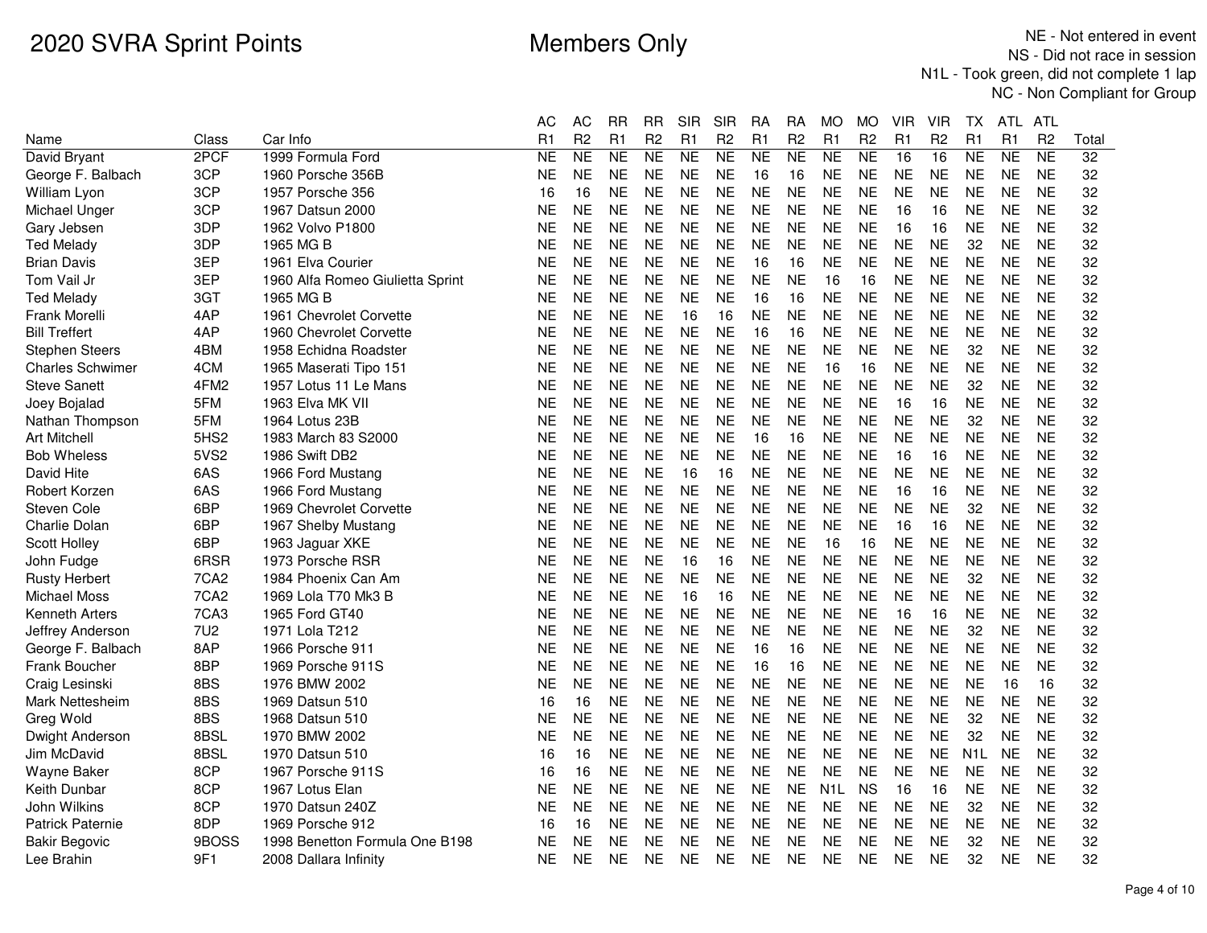# 2020 SVRA Sprint Points

Members Only

NE - Not entered in event
NS - Did not race in session
N1L - Took green, did not complete 1 lap
NC - Non Compliant for Group

| Name | Class | Car Info | AC R1 | AC R2 | RR R1 | RR R2 | SIR R1 | SIR R2 | RA R1 | RA R2 | MO R1 | MO R2 | VIR R1 | VIR R2 | TX R1 | ATL R1 | ATL R2 | Total |
|---|---|---|---|---|---|---|---|---|---|---|---|---|---|---|---|---|---|---|
| David Bryant | 2PCF | 1999 Formula Ford | NE | NE | NE | NE | NE | NE | NE | NE | NE | NE | 16 | 16 | NE | NE | NE | 32 |
| George F. Balbach | 3CP | 1960 Porsche 356B | NE | NE | NE | NE | NE | NE | 16 | 16 | NE | NE | NE | NE | NE | NE | NE | 32 |
| William Lyon | 3CP | 1957 Porsche 356 | 16 | 16 | NE | NE | NE | NE | NE | NE | NE | NE | NE | NE | NE | NE | NE | 32 |
| Michael Unger | 3CP | 1967 Datsun 2000 | NE | NE | NE | NE | NE | NE | NE | NE | NE | NE | 16 | 16 | NE | NE | NE | 32 |
| Gary Jebsen | 3DP | 1962 Volvo P1800 | NE | NE | NE | NE | NE | NE | NE | NE | NE | NE | 16 | 16 | NE | NE | NE | 32 |
| Ted Melady | 3DP | 1965 MG B | NE | NE | NE | NE | NE | NE | NE | NE | NE | NE | NE | NE | 32 | NE | NE | 32 |
| Brian Davis | 3EP | 1961 Elva Courier | NE | NE | NE | NE | NE | NE | 16 | 16 | NE | NE | NE | NE | NE | NE | NE | 32 |
| Tom Vail Jr | 3EP | 1960 Alfa Romeo Giulietta Sprint | NE | NE | NE | NE | NE | NE | NE | NE | 16 | 16 | NE | NE | NE | NE | NE | 32 |
| Ted Melady | 3GT | 1965 MG B | NE | NE | NE | NE | NE | NE | 16 | 16 | NE | NE | NE | NE | NE | NE | NE | 32 |
| Frank Morelli | 4AP | 1961 Chevrolet Corvette | NE | NE | NE | NE | 16 | 16 | NE | NE | NE | NE | NE | NE | NE | NE | NE | 32 |
| Bill Treffert | 4AP | 1960 Chevrolet Corvette | NE | NE | NE | NE | NE | NE | 16 | 16 | NE | NE | NE | NE | NE | NE | NE | 32 |
| Stephen Steers | 4BM | 1958 Echidna Roadster | NE | NE | NE | NE | NE | NE | NE | NE | NE | NE | NE | NE | 32 | NE | NE | 32 |
| Charles Schwimer | 4CM | 1965 Maserati Tipo 151 | NE | NE | NE | NE | NE | NE | NE | NE | 16 | 16 | NE | NE | NE | NE | NE | 32 |
| Steve Sanett | 4FM2 | 1957 Lotus 11 Le Mans | NE | NE | NE | NE | NE | NE | NE | NE | NE | NE | NE | NE | 32 | NE | NE | 32 |
| Joey Bojalad | 5FM | 1963 Elva MK VII | NE | NE | NE | NE | NE | NE | NE | NE | NE | NE | 16 | 16 | NE | NE | NE | 32 |
| Nathan Thompson | 5FM | 1964 Lotus 23B | NE | NE | NE | NE | NE | NE | NE | NE | NE | NE | NE | NE | 32 | NE | NE | 32 |
| Art Mitchell | 5HS2 | 1983 March 83 S2000 | NE | NE | NE | NE | NE | NE | 16 | 16 | NE | NE | NE | NE | NE | NE | NE | 32 |
| Bob Wheless | 5VS2 | 1986 Swift DB2 | NE | NE | NE | NE | NE | NE | NE | NE | NE | NE | 16 | 16 | NE | NE | NE | 32 |
| David Hite | 6AS | 1966 Ford Mustang | NE | NE | NE | NE | 16 | 16 | NE | NE | NE | NE | NE | NE | NE | NE | NE | 32 |
| Robert Korzen | 6AS | 1966 Ford Mustang | NE | NE | NE | NE | NE | NE | NE | NE | NE | NE | 16 | 16 | NE | NE | NE | 32 |
| Steven Cole | 6BP | 1969 Chevrolet Corvette | NE | NE | NE | NE | NE | NE | NE | NE | NE | NE | NE | NE | 32 | NE | NE | 32 |
| Charlie Dolan | 6BP | 1967 Shelby Mustang | NE | NE | NE | NE | NE | NE | NE | NE | NE | NE | 16 | 16 | NE | NE | NE | 32 |
| Scott Holley | 6BP | 1963 Jaguar XKE | NE | NE | NE | NE | NE | NE | NE | NE | 16 | 16 | NE | NE | NE | NE | NE | 32 |
| John Fudge | 6RSR | 1973 Porsche RSR | NE | NE | NE | NE | 16 | 16 | NE | NE | NE | NE | NE | NE | NE | NE | NE | 32 |
| Rusty Herbert | 7CA2 | 1984 Phoenix Can Am | NE | NE | NE | NE | NE | NE | NE | NE | NE | NE | NE | NE | 32 | NE | NE | 32 |
| Michael Moss | 7CA2 | 1969 Lola T70 Mk3 B | NE | NE | NE | NE | 16 | 16 | NE | NE | NE | NE | NE | NE | NE | NE | NE | 32 |
| Kenneth Arters | 7CA3 | 1965 Ford GT40 | NE | NE | NE | NE | NE | NE | NE | NE | NE | NE | 16 | 16 | NE | NE | NE | 32 |
| Jeffrey Anderson | 7U2 | 1971 Lola T212 | NE | NE | NE | NE | NE | NE | NE | NE | NE | NE | NE | NE | 32 | NE | NE | 32 |
| George F. Balbach | 8AP | 1966 Porsche 911 | NE | NE | NE | NE | NE | NE | 16 | 16 | NE | NE | NE | NE | NE | NE | NE | 32 |
| Frank Boucher | 8BP | 1969 Porsche 911S | NE | NE | NE | NE | NE | NE | 16 | 16 | NE | NE | NE | NE | NE | NE | NE | 32 |
| Craig Lesinski | 8BS | 1976 BMW 2002 | NE | NE | NE | NE | NE | NE | NE | NE | NE | NE | NE | NE | NE | 16 | 16 | 32 |
| Mark Nettesheim | 8BS | 1969 Datsun 510 | 16 | 16 | NE | NE | NE | NE | NE | NE | NE | NE | NE | NE | NE | NE | NE | 32 |
| Greg Wold | 8BS | 1968 Datsun 510 | NE | NE | NE | NE | NE | NE | NE | NE | NE | NE | NE | NE | 32 | NE | NE | 32 |
| Dwight Anderson | 8BSL | 1970 BMW 2002 | NE | NE | NE | NE | NE | NE | NE | NE | NE | NE | NE | NE | 32 | NE | NE | 32 |
| Jim McDavid | 8BSL | 1970 Datsun 510 | 16 | 16 | NE | NE | NE | NE | NE | NE | NE | NE | NE | NE | N1L | NE | NE | 32 |
| Wayne Baker | 8CP | 1967 Porsche 911S | 16 | 16 | NE | NE | NE | NE | NE | NE | NE | NE | NE | NE | NE | NE | NE | 32 |
| Keith Dunbar | 8CP | 1967 Lotus Elan | NE | NE | NE | NE | NE | NE | NE | NE | N1L | NS | 16 | 16 | NE | NE | NE | 32 |
| John Wilkins | 8CP | 1970 Datsun 240Z | NE | NE | NE | NE | NE | NE | NE | NE | NE | NE | NE | NE | 32 | NE | NE | 32 |
| Patrick Paternie | 8DP | 1969 Porsche 912 | 16 | 16 | NE | NE | NE | NE | NE | NE | NE | NE | NE | NE | NE | NE | NE | 32 |
| Bakir Begovic | 9BOSS | 1998 Benetton Formula One B198 | NE | NE | NE | NE | NE | NE | NE | NE | NE | NE | NE | NE | 32 | NE | NE | 32 |
| Lee Brahin | 9F1 | 2008 Dallara Infinity | NE | NE | NE | NE | NE | NE | NE | NE | NE | NE | NE | NE | 32 | NE | NE | 32 |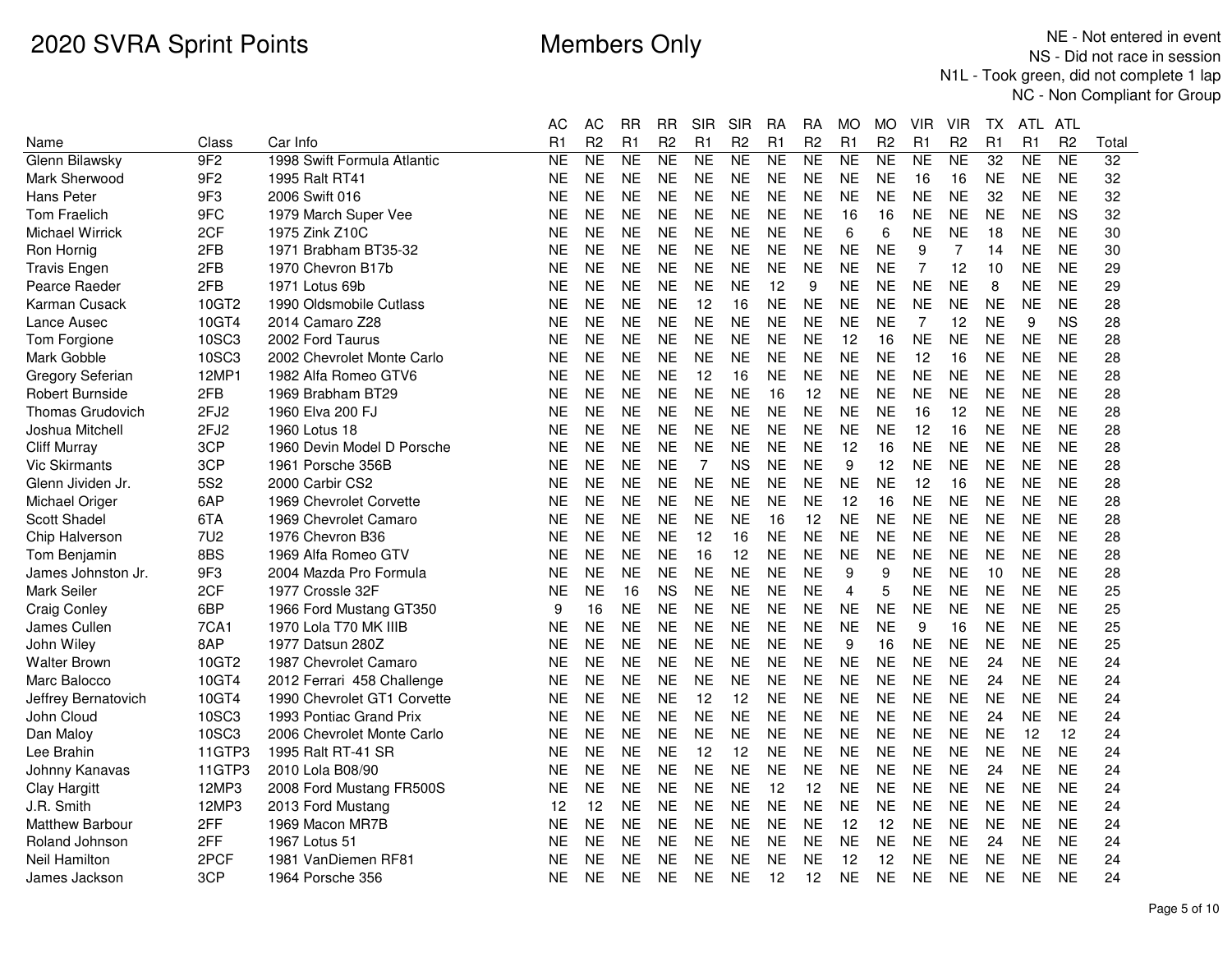# 2020 SVRA Sprint Points

## Members Only

NE - Not entered in event
NS - Did not race in session
N1L - Took green, did not complete 1 lap
NC - Non Compliant for Group

| Name | Class | Car Info | AC R1 | AC R2 | RR R1 | RR R2 | SIR R1 | SIR R2 | RA R1 | RA R2 | MO R1 | MO R2 | VIR R1 | VIR R2 | TX R1 | ATL R1 | ATL R2 | Total |
|---|---|---|---|---|---|---|---|---|---|---|---|---|---|---|---|---|---|---|
| Glenn Bilawsky | 9F2 | 1998 Swift Formula Atlantic | NE | NE | NE | NE | NE | NE | NE | NE | NE | NE | NE | NE | 32 | NE | NE | 32 |
| Mark Sherwood | 9F2 | 1995 Ralt RT41 | NE | NE | NE | NE | NE | NE | NE | NE | NE | NE | 16 | 16 | NE | NE | NE | 32 |
| Hans Peter | 9F3 | 2006 Swift 016 | NE | NE | NE | NE | NE | NE | NE | NE | NE | NE | NE | NE | 32 | NE | NE | 32 |
| Tom Fraelich | 9FC | 1979 March Super Vee | NE | NE | NE | NE | NE | NE | NE | NE | 16 | 16 | NE | NE | NE | NE | NS | 32 |
| Michael Wirrick | 2CF | 1975 Zink Z10C | NE | NE | NE | NE | NE | NE | NE | NE | 6 | 6 | NE | NE | 18 | NE | NE | 30 |
| Ron Hornig | 2FB | 1971 Brabham BT35-32 | NE | NE | NE | NE | NE | NE | NE | NE | NE | NE | 9 | 7 | 14 | NE | NE | 30 |
| Travis Engen | 2FB | 1970 Chevron B17b | NE | NE | NE | NE | NE | NE | NE | NE | NE | NE | 7 | 12 | 10 | NE | NE | 29 |
| Pearce Raeder | 2FB | 1971 Lotus 69b | NE | NE | NE | NE | NE | NE | 12 | 9 | NE | NE | NE | NE | 8 | NE | NE | 29 |
| Karman Cusack | 10GT2 | 1990 Oldsmobile Cutlass | NE | NE | NE | NE | 12 | 16 | NE | NE | NE | NE | NE | NE | NE | NE | NE | 28 |
| Lance Ausec | 10GT4 | 2014 Camaro Z28 | NE | NE | NE | NE | NE | NE | NE | NE | NE | NE | 7 | 12 | NE | 9 | NS | 28 |
| Tom Forgione | 10SC3 | 2002 Ford Taurus | NE | NE | NE | NE | NE | NE | NE | NE | 12 | 16 | NE | NE | NE | NE | NE | 28 |
| Mark Gobble | 10SC3 | 2002 Chevrolet Monte Carlo | NE | NE | NE | NE | NE | NE | NE | NE | NE | NE | 12 | 16 | NE | NE | NE | 28 |
| Gregory Seferian | 12MP1 | 1982 Alfa Romeo GTV6 | NE | NE | NE | NE | 12 | 16 | NE | NE | NE | NE | NE | NE | NE | NE | NE | 28 |
| Robert Burnside | 2FB | 1969 Brabham BT29 | NE | NE | NE | NE | NE | NE | 16 | 12 | NE | NE | NE | NE | NE | NE | NE | 28 |
| Thomas Grudovich | 2FJ2 | 1960 Elva 200 FJ | NE | NE | NE | NE | NE | NE | NE | NE | NE | NE | 16 | 12 | NE | NE | NE | 28 |
| Joshua Mitchell | 2FJ2 | 1960 Lotus 18 | NE | NE | NE | NE | NE | NE | NE | NE | NE | NE | 12 | 16 | NE | NE | NE | 28 |
| Cliff Murray | 3CP | 1960 Devin Model D Porsche | NE | NE | NE | NE | NE | NE | NE | NE | 12 | 16 | NE | NE | NE | NE | NE | 28 |
| Vic Skirmants | 3CP | 1961 Porsche 356B | NE | NE | NE | NE | 7 | NS | NE | NE | 9 | 12 | NE | NE | NE | NE | NE | 28 |
| Glenn Jividen Jr. | 5S2 | 2000 Carbir CS2 | NE | NE | NE | NE | NE | NE | NE | NE | NE | NE | 12 | 16 | NE | NE | NE | 28 |
| Michael Origer | 6AP | 1969 Chevrolet Corvette | NE | NE | NE | NE | NE | NE | NE | NE | 12 | 16 | NE | NE | NE | NE | NE | 28 |
| Scott Shadel | 6TA | 1969 Chevrolet Camaro | NE | NE | NE | NE | NE | NE | 16 | 12 | NE | NE | NE | NE | NE | NE | NE | 28 |
| Chip Halverson | 7U2 | 1976 Chevron B36 | NE | NE | NE | NE | 12 | 16 | NE | NE | NE | NE | NE | NE | NE | NE | NE | 28 |
| Tom Benjamin | 8BS | 1969 Alfa Romeo GTV | NE | NE | NE | NE | 16 | 12 | NE | NE | NE | NE | NE | NE | NE | NE | NE | 28 |
| James Johnston Jr. | 9F3 | 2004 Mazda Pro Formula | NE | NE | NE | NE | NE | NE | NE | NE | 9 | 9 | NE | NE | 10 | NE | NE | 28 |
| Mark Seiler | 2CF | 1977 Crossle 32F | NE | NE | 16 | NS | NE | NE | NE | NE | 4 | 5 | NE | NE | NE | NE | NE | 25 |
| Craig Conley | 6BP | 1966 Ford Mustang GT350 | 9 | 16 | NE | NE | NE | NE | NE | NE | NE | NE | NE | NE | NE | NE | NE | 25 |
| James Cullen | 7CA1 | 1970 Lola T70 MK IIIB | NE | NE | NE | NE | NE | NE | NE | NE | NE | NE | 9 | 16 | NE | NE | NE | 25 |
| John Wiley | 8AP | 1977 Datsun 280Z | NE | NE | NE | NE | NE | NE | NE | NE | 9 | 16 | NE | NE | NE | NE | NE | 25 |
| Walter Brown | 10GT2 | 1987 Chevrolet Camaro | NE | NE | NE | NE | NE | NE | NE | NE | NE | NE | NE | NE | 24 | NE | NE | 24 |
| Marc Balocco | 10GT4 | 2012 Ferrari 458 Challenge | NE | NE | NE | NE | NE | NE | NE | NE | NE | NE | NE | NE | 24 | NE | NE | 24 |
| Jeffrey Bernatovich | 10GT4 | 1990 Chevrolet GT1 Corvette | NE | NE | NE | NE | 12 | 12 | NE | NE | NE | NE | NE | NE | NE | NE | NE | 24 |
| John Cloud | 10SC3 | 1993 Pontiac Grand Prix | NE | NE | NE | NE | NE | NE | NE | NE | NE | NE | NE | NE | 24 | NE | NE | 24 |
| Dan Maloy | 10SC3 | 2006 Chevrolet Monte Carlo | NE | NE | NE | NE | NE | NE | NE | NE | NE | NE | NE | NE | NE | 12 | 12 | 24 |
| Lee Brahin | 11GTP3 | 1995 Ralt RT-41 SR | NE | NE | NE | NE | 12 | 12 | NE | NE | NE | NE | NE | NE | NE | NE | NE | 24 |
| Johnny Kanavas | 11GTP3 | 2010 Lola B08/90 | NE | NE | NE | NE | NE | NE | NE | NE | NE | NE | NE | NE | 24 | NE | NE | 24 |
| Clay Hargitt | 12MP3 | 2008 Ford Mustang FR500S | NE | NE | NE | NE | NE | NE | 12 | 12 | NE | NE | NE | NE | NE | NE | NE | 24 |
| J.R. Smith | 12MP3 | 2013 Ford Mustang | 12 | 12 | NE | NE | NE | NE | NE | NE | NE | NE | NE | NE | NE | NE | NE | 24 |
| Matthew Barbour | 2FF | 1969 Macon MR7B | NE | NE | NE | NE | NE | NE | NE | NE | 12 | 12 | NE | NE | NE | NE | NE | 24 |
| Roland Johnson | 2FF | 1967 Lotus 51 | NE | NE | NE | NE | NE | NE | NE | NE | NE | NE | NE | NE | 24 | NE | NE | 24 |
| Neil Hamilton | 2PCF | 1981 VanDiemen RF81 | NE | NE | NE | NE | NE | NE | NE | NE | 12 | 12 | NE | NE | NE | NE | NE | 24 |
| James Jackson | 3CP | 1964 Porsche 356 | NE | NE | NE | NE | NE | NE | 12 | 12 | NE | NE | NE | NE | NE | NE | NE | 24 |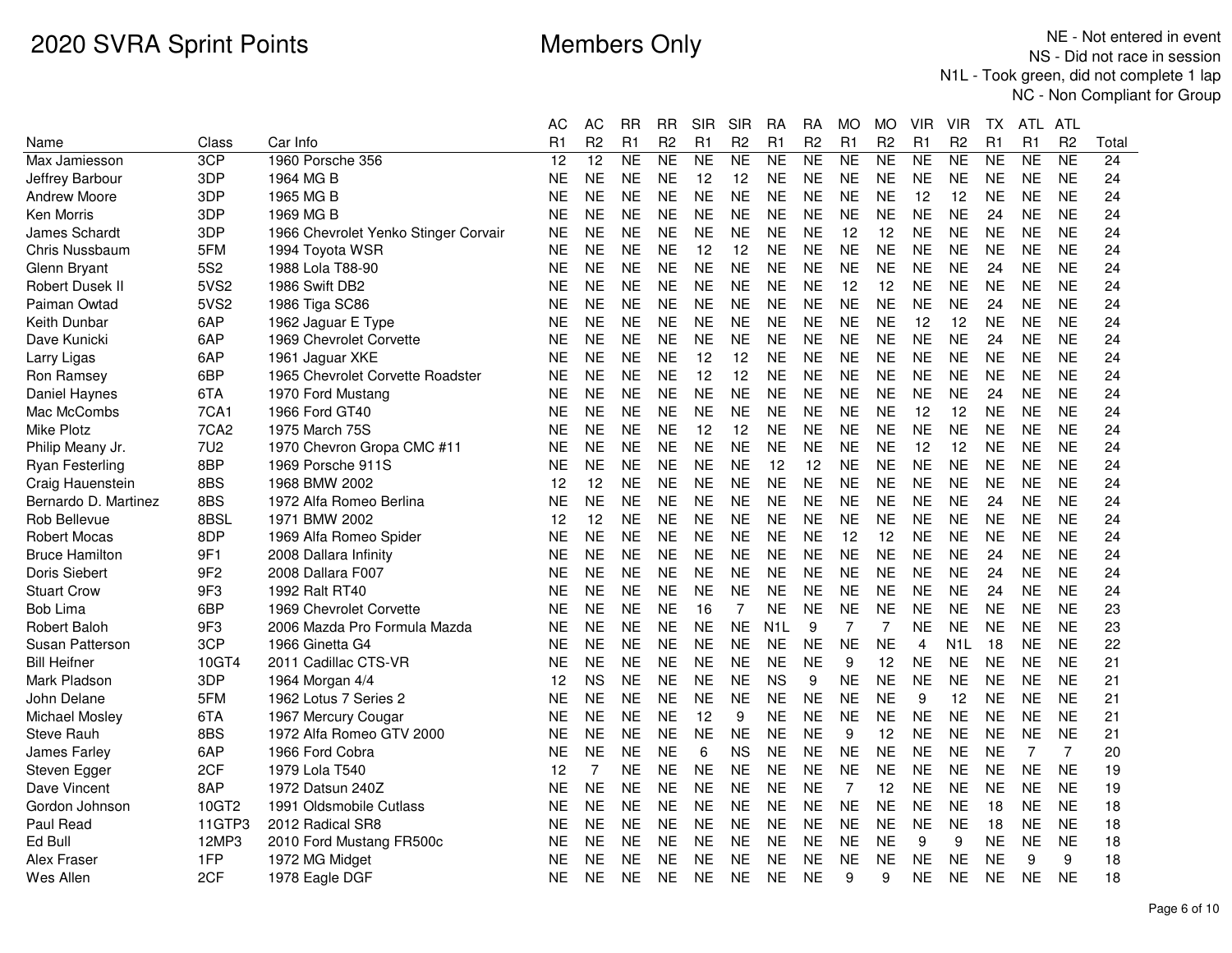# 2020 SVRA Sprint Points

Members Only

NE - Not entered in event
NS - Did not race in session
N1L - Took green, did not complete 1 lap
NC - Non Compliant for Group

| Name | Class | Car Info | AC R1 | AC R2 | RR R1 | RR R2 | SIR R1 | SIR R2 | RA R1 | RA R2 | MO R1 | MO R2 | VIR R1 | VIR R2 | TX R1 | ATL R1 | ATL R2 | Total |
|---|---|---|---|---|---|---|---|---|---|---|---|---|---|---|---|---|---|---|
| Max Jamiesson | 3CP | 1960 Porsche 356 | 12 | 12 | NE | NE | NE | NE | NE | NE | NE | NE | NE | NE | NE | NE | NE | 24 |
| Jeffrey Barbour | 3DP | 1964 MG B | NE | NE | NE | NE | 12 | 12 | NE | NE | NE | NE | NE | NE | NE | NE | NE | 24 |
| Andrew Moore | 3DP | 1965 MG B | NE | NE | NE | NE | NE | NE | NE | NE | NE | NE | 12 | 12 | NE | NE | NE | 24 |
| Ken Morris | 3DP | 1969 MG B | NE | NE | NE | NE | NE | NE | NE | NE | NE | NE | NE | NE | 24 | NE | NE | 24 |
| James Schardt | 3DP | 1966 Chevrolet Yenko Stinger Corvair | NE | NE | NE | NE | NE | NE | NE | NE | 12 | 12 | NE | NE | NE | NE | NE | 24 |
| Chris Nussbaum | 5FM | 1994 Toyota WSR | NE | NE | NE | NE | 12 | 12 | NE | NE | NE | NE | NE | NE | NE | NE | NE | 24 |
| Glenn Bryant | 5S2 | 1988 Lola T88-90 | NE | NE | NE | NE | NE | NE | NE | NE | NE | NE | NE | NE | 24 | NE | NE | 24 |
| Robert Dusek II | 5VS2 | 1986 Swift DB2 | NE | NE | NE | NE | NE | NE | NE | NE | 12 | 12 | NE | NE | NE | NE | NE | 24 |
| Paiman Owtad | 5VS2 | 1986 Tiga SC86 | NE | NE | NE | NE | NE | NE | NE | NE | NE | NE | NE | NE | 24 | NE | NE | 24 |
| Keith Dunbar | 6AP | 1962 Jaguar E Type | NE | NE | NE | NE | NE | NE | NE | NE | NE | NE | 12 | 12 | NE | NE | NE | 24 |
| Dave Kunicki | 6AP | 1969 Chevrolet Corvette | NE | NE | NE | NE | NE | NE | NE | NE | NE | NE | NE | NE | 24 | NE | NE | 24 |
| Larry Ligas | 6AP | 1961 Jaguar XKE | NE | NE | NE | NE | 12 | 12 | NE | NE | NE | NE | NE | NE | NE | NE | NE | 24 |
| Ron Ramsey | 6BP | 1965 Chevrolet Corvette Roadster | NE | NE | NE | NE | 12 | 12 | NE | NE | NE | NE | NE | NE | NE | NE | NE | 24 |
| Daniel Haynes | 6TA | 1970 Ford Mustang | NE | NE | NE | NE | NE | NE | NE | NE | NE | NE | NE | NE | 24 | NE | NE | 24 |
| Mac McCombs | 7CA1 | 1966 Ford GT40 | NE | NE | NE | NE | NE | NE | NE | NE | NE | NE | 12 | 12 | NE | NE | NE | 24 |
| Mike Plotz | 7CA2 | 1975 March 75S | NE | NE | NE | NE | 12 | 12 | NE | NE | NE | NE | NE | NE | NE | NE | NE | 24 |
| Philip Meany Jr. | 7U2 | 1970 Chevron Gropa CMC #11 | NE | NE | NE | NE | NE | NE | NE | NE | NE | NE | 12 | 12 | NE | NE | NE | 24 |
| Ryan Festerling | 8BP | 1969 Porsche 911S | NE | NE | NE | NE | NE | NE | 12 | 12 | NE | NE | NE | NE | NE | NE | NE | 24 |
| Craig Hauenstein | 8BS | 1968 BMW 2002 | 12 | 12 | NE | NE | NE | NE | NE | NE | NE | NE | NE | NE | NE | NE | NE | 24 |
| Bernardo D. Martinez | 8BS | 1972 Alfa Romeo Berlina | NE | NE | NE | NE | NE | NE | NE | NE | NE | NE | NE | NE | 24 | NE | NE | 24 |
| Rob Bellevue | 8BSL | 1971 BMW 2002 | 12 | 12 | NE | NE | NE | NE | NE | NE | NE | NE | NE | NE | NE | NE | NE | 24 |
| Robert Mocas | 8DP | 1969 Alfa Romeo Spider | NE | NE | NE | NE | NE | NE | NE | NE | 12 | 12 | NE | NE | NE | NE | NE | 24 |
| Bruce Hamilton | 9F1 | 2008 Dallara Infinity | NE | NE | NE | NE | NE | NE | NE | NE | NE | NE | NE | NE | 24 | NE | NE | 24 |
| Doris Siebert | 9F2 | 2008 Dallara F007 | NE | NE | NE | NE | NE | NE | NE | NE | NE | NE | NE | NE | 24 | NE | NE | 24 |
| Stuart Crow | 9F3 | 1992 Ralt RT40 | NE | NE | NE | NE | NE | NE | NE | NE | NE | NE | NE | NE | 24 | NE | NE | 24 |
| Bob Lima | 6BP | 1969 Chevrolet Corvette | NE | NE | NE | NE | 16 | 7 | NE | NE | NE | NE | NE | NE | NE | NE | NE | 23 |
| Robert Baloh | 9F3 | 2006 Mazda Pro Formula Mazda | NE | NE | NE | NE | NE | NE | N1L | 9 | 7 | 7 | NE | NE | NE | NE | NE | 23 |
| Susan Patterson | 3CP | 1966 Ginetta G4 | NE | NE | NE | NE | NE | NE | NE | NE | NE | NE | 4 | N1L | 18 | NE | NE | 22 |
| Bill Heifner | 10GT4 | 2011 Cadillac CTS-VR | NE | NE | NE | NE | NE | NE | NE | NE | 9 | 12 | NE | NE | NE | NE | NE | 21 |
| Mark Pladson | 3DP | 1964 Morgan 4/4 | 12 | NS | NE | NE | NE | NE | NS | 9 | NE | NE | NE | NE | NE | NE | NE | 21 |
| John Delane | 5FM | 1962 Lotus 7 Series 2 | NE | NE | NE | NE | NE | NE | NE | NE | NE | NE | 9 | 12 | NE | NE | NE | 21 |
| Michael Mosley | 6TA | 1967 Mercury Cougar | NE | NE | NE | NE | 12 | 9 | NE | NE | NE | NE | NE | NE | NE | NE | NE | 21 |
| Steve Rauh | 8BS | 1972 Alfa Romeo GTV 2000 | NE | NE | NE | NE | NE | NE | NE | NE | 9 | 12 | NE | NE | NE | NE | NE | 21 |
| James Farley | 6AP | 1966 Ford Cobra | NE | NE | NE | NE | 6 | NS | NE | NE | NE | NE | NE | NE | NE | 7 | 7 | 20 |
| Steven Egger | 2CF | 1979 Lola T540 | 12 | 7 | NE | NE | NE | NE | NE | NE | NE | NE | NE | NE | NE | NE | NE | 19 |
| Dave Vincent | 8AP | 1972 Datsun 240Z | NE | NE | NE | NE | NE | NE | NE | NE | 7 | 12 | NE | NE | NE | NE | NE | 19 |
| Gordon Johnson | 10GT2 | 1991 Oldsmobile Cutlass | NE | NE | NE | NE | NE | NE | NE | NE | NE | NE | NE | NE | 18 | NE | NE | 18 |
| Paul Read | 11GTP3 | 2012 Radical SR8 | NE | NE | NE | NE | NE | NE | NE | NE | NE | NE | NE | NE | 18 | NE | NE | 18 |
| Ed Bull | 12MP3 | 2010 Ford Mustang FR500c | NE | NE | NE | NE | NE | NE | NE | NE | NE | NE | 9 | 9 | NE | NE | NE | 18 |
| Alex Fraser | 1FP | 1972 MG Midget | NE | NE | NE | NE | NE | NE | NE | NE | NE | NE | NE | NE | NE | 9 | 9 | 18 |
| Wes Allen | 2CF | 1978 Eagle DGF | NE | NE | NE | NE | NE | NE | NE | NE | 9 | 9 | NE | NE | NE | NE | NE | 18 |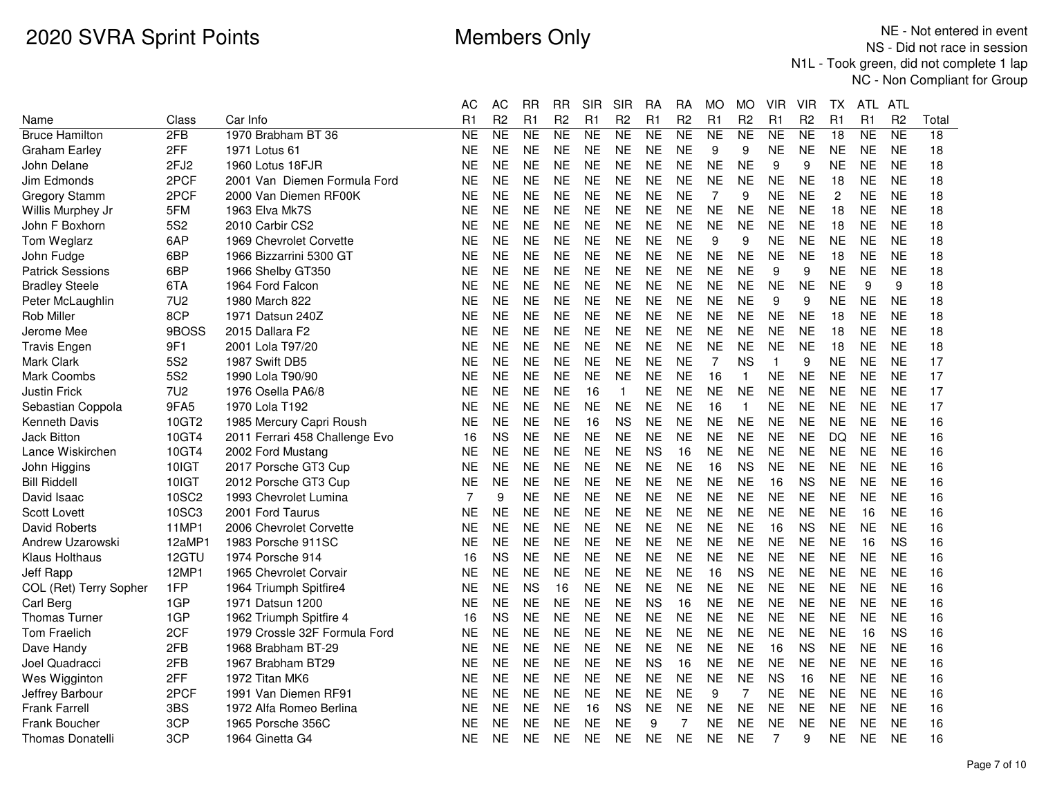# 2020 SVRA Sprint Points

Members Only

NE - Not entered in event
NS - Did not race in session
N1L - Took green, did not complete 1 lap
NC - Non Compliant for Group

| Name | Class | Car Info | AC R1 | AC R2 | RR R1 | RR R2 | SIR R1 | SIR R2 | RA R1 | RA R2 | MO R1 | MO R2 | VIR R1 | VIR R2 | TX R1 | ATL R1 | ATL R2 | Total |
|---|---|---|---|---|---|---|---|---|---|---|---|---|---|---|---|---|---|---|
| Bruce Hamilton | 2FB | 1970 Brabham BT 36 | NE | NE | NE | NE | NE | NE | NE | NE | NE | NE | NE | NE | 18 | NE | NE | 18 |
| Graham Earley | 2FF | 1971 Lotus 61 | NE | NE | NE | NE | NE | NE | NE | NE | 9 | 9 | NE | NE | NE | NE | NE | 18 |
| John Delane | 2FJ2 | 1960 Lotus 18FJR | NE | NE | NE | NE | NE | NE | NE | NE | NE | NE | 9 | 9 | NE | NE | NE | 18 |
| Jim Edmonds | 2PCF | 2001 Van Diemen Formula Ford | NE | NE | NE | NE | NE | NE | NE | NE | NE | NE | NE | NE | 18 | NE | NE | 18 |
| Gregory Stamm | 2PCF | 2000 Van Diemen RF00K | NE | NE | NE | NE | NE | NE | NE | NE | 7 | 9 | NE | NE | 2 | NE | NE | 18 |
| Willis Murphey Jr | 5FM | 1963 Elva Mk7S | NE | NE | NE | NE | NE | NE | NE | NE | NE | NE | NE | NE | 18 | NE | NE | 18 |
| John F Boxhorn | 5S2 | 2010 Carbir CS2 | NE | NE | NE | NE | NE | NE | NE | NE | NE | NE | NE | NE | 18 | NE | NE | 18 |
| Tom Weglarz | 6AP | 1969 Chevrolet Corvette | NE | NE | NE | NE | NE | NE | NE | NE | 9 | 9 | NE | NE | NE | NE | NE | 18 |
| John Fudge | 6BP | 1966 Bizzarrini 5300 GT | NE | NE | NE | NE | NE | NE | NE | NE | NE | NE | NE | NE | 18 | NE | NE | 18 |
| Patrick Sessions | 6BP | 1966 Shelby GT350 | NE | NE | NE | NE | NE | NE | NE | NE | NE | NE | 9 | 9 | NE | NE | NE | 18 |
| Bradley Steele | 6TA | 1964 Ford Falcon | NE | NE | NE | NE | NE | NE | NE | NE | NE | NE | NE | NE | NE | 9 | 9 | 18 |
| Peter McLaughlin | 7U2 | 1980 March 822 | NE | NE | NE | NE | NE | NE | NE | NE | NE | NE | 9 | 9 | NE | NE | NE | 18 |
| Rob Miller | 8CP | 1971 Datsun 240Z | NE | NE | NE | NE | NE | NE | NE | NE | NE | NE | NE | NE | 18 | NE | NE | 18 |
| Jerome Mee | 9BOSS | 2015 Dallara F2 | NE | NE | NE | NE | NE | NE | NE | NE | NE | NE | NE | NE | 18 | NE | NE | 18 |
| Travis Engen | 9F1 | 2001 Lola T97/20 | NE | NE | NE | NE | NE | NE | NE | NE | NE | NE | NE | NE | 18 | NE | NE | 18 |
| Mark Clark | 5S2 | 1987 Swift DB5 | NE | NE | NE | NE | NE | NE | NE | NE | 7 | NS | 1 | 9 | NE | NE | NE | 17 |
| Mark Coombs | 5S2 | 1990 Lola T90/90 | NE | NE | NE | NE | NE | NE | NE | NE | 16 | 1 | NE | NE | NE | NE | NE | 17 |
| Justin Frick | 7U2 | 1976 Osella PA6/8 | NE | NE | NE | NE | 16 | 1 | NE | NE | NE | NE | NE | NE | NE | NE | NE | 17 |
| Sebastian Coppola | 9FA5 | 1970 Lola T192 | NE | NE | NE | NE | NE | NE | NE | NE | 16 | 1 | NE | NE | NE | NE | NE | 17 |
| Kenneth Davis | 10GT2 | 1985 Mercury Capri Roush | NE | NE | NE | NE | 16 | NS | NE | NE | NE | NE | NE | NE | NE | NE | NE | 16 |
| Jack Bitton | 10GT4 | 2011 Ferrari 458 Challenge Evo | 16 | NS | NE | NE | NE | NE | NE | NE | NE | NE | NE | NE | DQ | NE | NE | 16 |
| Lance Wiskirchen | 10GT4 | 2002 Ford Mustang | NE | NE | NE | NE | NE | NE | NS | 16 | NE | NE | NE | NE | NE | NE | NE | 16 |
| John Higgins | 10IGT | 2017 Porsche GT3 Cup | NE | NE | NE | NE | NE | NE | NE | NE | 16 | NS | NE | NE | NE | NE | NE | 16 |
| Bill Riddell | 10IGT | 2012 Porsche GT3 Cup | NE | NE | NE | NE | NE | NE | NE | NE | NE | NE | 16 | NS | NE | NE | NE | 16 |
| David Isaac | 10SC2 | 1993 Chevrolet Lumina | 7 | 9 | NE | NE | NE | NE | NE | NE | NE | NE | NE | NE | NE | NE | NE | 16 |
| Scott Lovett | 10SC3 | 2001 Ford Taurus | NE | NE | NE | NE | NE | NE | NE | NE | NE | NE | NE | NE | NE | 16 | NE | 16 |
| David Roberts | 11MP1 | 2006 Chevrolet Corvette | NE | NE | NE | NE | NE | NE | NE | NE | NE | NE | 16 | NS | NE | NE | NE | 16 |
| Andrew Uzarowski | 12aMP1 | 1983 Porsche 911SC | NE | NE | NE | NE | NE | NE | NE | NE | NE | NE | NE | NE | NE | 16 | NS | 16 |
| Klaus Holthaus | 12GTU | 1974 Porsche 914 | 16 | NS | NE | NE | NE | NE | NE | NE | NE | NE | NE | NE | NE | NE | NE | 16 |
| Jeff Rapp | 12MP1 | 1965 Chevrolet Corvair | NE | NE | NE | NE | NE | NE | NE | NE | 16 | NS | NE | NE | NE | NE | NE | 16 |
| COL (Ret) Terry Sopher | 1FP | 1964 Triumph Spitfire4 | NE | NE | NS | 16 | NE | NE | NE | NE | NE | NE | NE | NE | NE | NE | NE | 16 |
| Carl Berg | 1GP | 1971 Datsun 1200 | NE | NE | NE | NE | NE | NE | NS | 16 | NE | NE | NE | NE | NE | NE | NE | 16 |
| Thomas Turner | 1GP | 1962 Triumph Spitfire 4 | 16 | NS | NE | NE | NE | NE | NE | NE | NE | NE | NE | NE | NE | NE | NE | 16 |
| Tom Fraelich | 2CF | 1979 Crossle 32F Formula Ford | NE | NE | NE | NE | NE | NE | NE | NE | NE | NE | NE | NE | NE | 16 | NS | 16 |
| Dave Handy | 2FB | 1968 Brabham BT-29 | NE | NE | NE | NE | NE | NE | NE | NE | NE | NE | 16 | NS | NE | NE | NE | 16 |
| Joel Quadracci | 2FB | 1967 Brabham BT29 | NE | NE | NE | NE | NE | NE | NS | 16 | NE | NE | NE | NE | NE | NE | NE | 16 |
| Wes Wigginton | 2FF | 1972 Titan MK6 | NE | NE | NE | NE | NE | NE | NE | NE | NE | NE | NS | 16 | NE | NE | NE | 16 |
| Jeffrey Barbour | 2PCF | 1991 Van Diemen RF91 | NE | NE | NE | NE | NE | NE | NE | NE | 9 | 7 | NE | NE | NE | NE | NE | 16 |
| Frank Farrell | 3BS | 1972 Alfa Romeo Berlina | NE | NE | NE | NE | 16 | NS | NE | NE | NE | NE | NE | NE | NE | NE | NE | 16 |
| Frank Boucher | 3CP | 1965 Porsche 356C | NE | NE | NE | NE | NE | NE | 9 | 7 | NE | NE | NE | NE | NE | NE | NE | 16 |
| Thomas Donatelli | 3CP | 1964 Ginetta G4 | NE | NE | NE | NE | NE | NE | NE | NE | NE | NE | 7 | 9 | NE | NE | NE | 16 |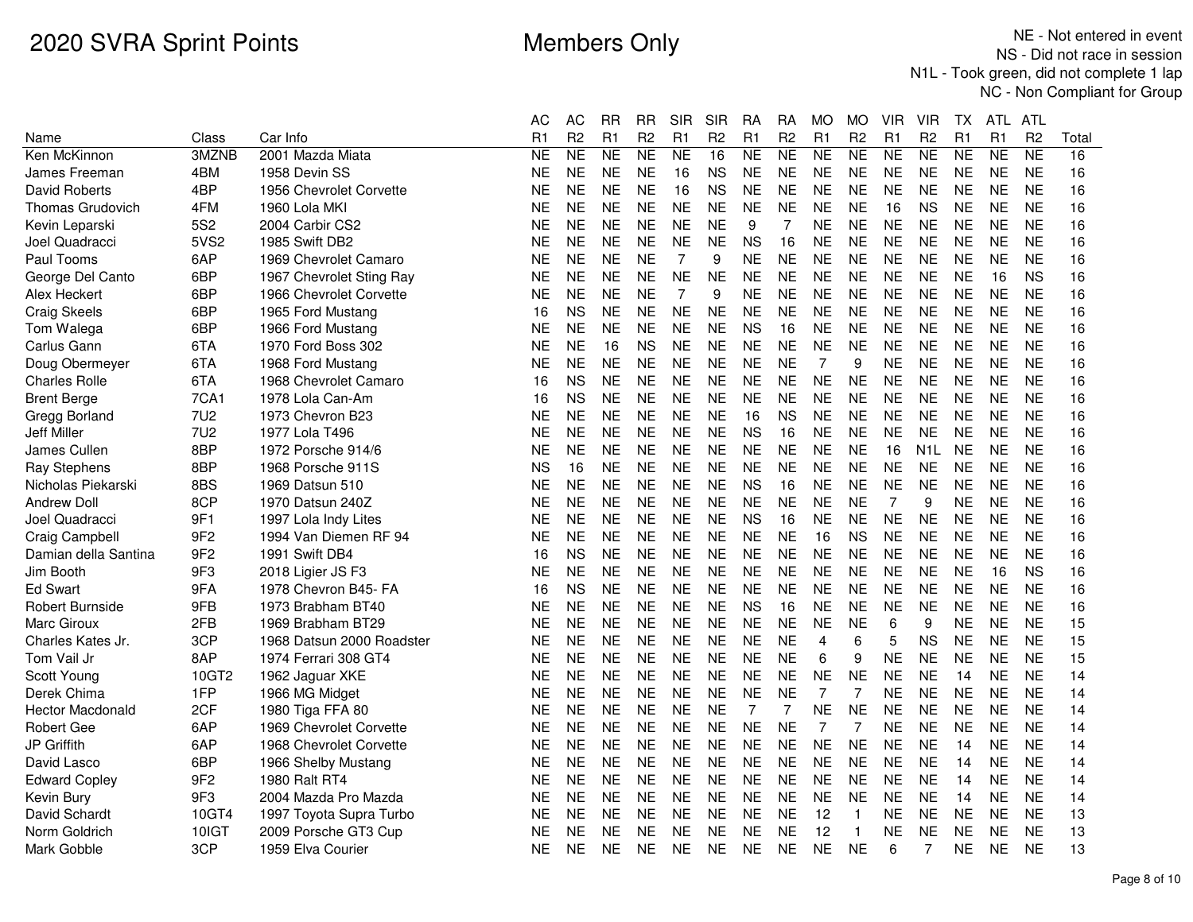# 2020 SVRA Sprint Points

Members Only

NE - Not entered in event
NS - Did not race in session
N1L - Took green, did not complete 1 lap
NC - Non Compliant for Group

| Name | Class | Car Info | AC R1 | AC R2 | RR R1 | RR R2 | SIR R1 | SIR R2 | RA R1 | RA R2 | MO R1 | MO R2 | VIR R1 | VIR R2 | TX R1 | ATL R1 | ATL R2 | Total |
|---|---|---|---|---|---|---|---|---|---|---|---|---|---|---|---|---|---|---|
| Ken McKinnon | 3MZNB | 2001 Mazda Miata | NE | NE | NE | NE | NE | 16 | NE | NE | NE | NE | NE | NE | NE | NE | NE | 16 |
| James Freeman | 4BM | 1958 Devin SS | NE | NE | NE | NE | 16 | NS | NE | NE | NE | NE | NE | NE | NE | NE | NE | 16 |
| David Roberts | 4BP | 1956 Chevrolet Corvette | NE | NE | NE | NE | 16 | NS | NE | NE | NE | NE | NE | NE | NE | NE | NE | 16 |
| Thomas Grudovich | 4FM | 1960 Lola MKI | NE | NE | NE | NE | NE | NE | NE | NE | NE | NE | 16 | NS | NE | NE | NE | 16 |
| Kevin Leparski | 5S2 | 2004 Carbir CS2 | NE | NE | NE | NE | NE | NE | 9 | 7 | NE | NE | NE | NE | NE | NE | NE | 16 |
| Joel Quadracci | 5VS2 | 1985 Swift DB2 | NE | NE | NE | NE | NE | NE | NS | 16 | NE | NE | NE | NE | NE | NE | NE | 16 |
| Paul Tooms | 6AP | 1969 Chevrolet Camaro | NE | NE | NE | NE | 7 | 9 | NE | NE | NE | NE | NE | NE | NE | NE | NE | 16 |
| George Del Canto | 6BP | 1967 Chevrolet Sting Ray | NE | NE | NE | NE | NE | NE | NE | NE | NE | NE | NE | NE | NE | 16 | NS | 16 |
| Alex Heckert | 6BP | 1966 Chevrolet Corvette | NE | NE | NE | NE | 7 | 9 | NE | NE | NE | NE | NE | NE | NE | NE | NE | 16 |
| Craig Skeels | 6BP | 1965 Ford Mustang | 16 | NS | NE | NE | NE | NE | NE | NE | NE | NE | NE | NE | NE | NE | NE | 16 |
| Tom Walega | 6BP | 1966 Ford Mustang | NE | NE | NE | NE | NE | NE | NS | 16 | NE | NE | NE | NE | NE | NE | NE | 16 |
| Carlus Gann | 6TA | 1970 Ford Boss 302 | NE | NE | 16 | NS | NE | NE | NE | NE | NE | NE | NE | NE | NE | NE | NE | 16 |
| Doug Obermeyer | 6TA | 1968 Ford Mustang | NE | NE | NE | NE | NE | NE | NE | NE | 7 | 9 | NE | NE | NE | NE | NE | 16 |
| Charles Rolle | 6TA | 1968 Chevrolet Camaro | 16 | NS | NE | NE | NE | NE | NE | NE | NE | NE | NE | NE | NE | NE | NE | 16 |
| Brent Berge | 7CA1 | 1978 Lola Can-Am | 16 | NS | NE | NE | NE | NE | NE | NE | NE | NE | NE | NE | NE | NE | NE | 16 |
| Gregg Borland | 7U2 | 1973 Chevron B23 | NE | NE | NE | NE | NE | NE | 16 | NS | NE | NE | NE | NE | NE | NE | NE | 16 |
| Jeff Miller | 7U2 | 1977 Lola T496 | NE | NE | NE | NE | NE | NE | NS | 16 | NE | NE | NE | NE | NE | NE | NE | 16 |
| James Cullen | 8BP | 1972 Porsche 914/6 | NE | NE | NE | NE | NE | NE | NE | NE | NE | NE | 16 | N1L | NE | NE | NE | 16 |
| Ray Stephens | 8BP | 1968 Porsche 911S | NS | 16 | NE | NE | NE | NE | NE | NE | NE | NE | NE | NE | NE | NE | NE | 16 |
| Nicholas Piekarski | 8BS | 1969 Datsun 510 | NE | NE | NE | NE | NE | NE | NS | 16 | NE | NE | NE | NE | NE | NE | NE | 16 |
| Andrew Doll | 8CP | 1970 Datsun 240Z | NE | NE | NE | NE | NE | NE | NE | NE | NE | NE | 7 | 9 | NE | NE | NE | 16 |
| Joel Quadracci | 9F1 | 1997 Lola Indy Lites | NE | NE | NE | NE | NE | NE | NS | 16 | NE | NE | NE | NE | NE | NE | NE | 16 |
| Craig Campbell | 9F2 | 1994 Van Diemen RF 94 | NE | NE | NE | NE | NE | NE | NE | NE | 16 | NS | NE | NE | NE | NE | NE | 16 |
| Damian della Santina | 9F2 | 1991 Swift DB4 | 16 | NS | NE | NE | NE | NE | NE | NE | NE | NE | NE | NE | NE | NE | NE | 16 |
| Jim Booth | 9F3 | 2018 Ligier JS F3 | NE | NE | NE | NE | NE | NE | NE | NE | NE | NE | NE | NE | NE | 16 | NS | 16 |
| Ed Swart | 9FA | 1978 Chevron B45- FA | 16 | NS | NE | NE | NE | NE | NE | NE | NE | NE | NE | NE | NE | NE | NE | 16 |
| Robert Burnside | 9FB | 1973 Brabham BT40 | NE | NE | NE | NE | NE | NE | NS | 16 | NE | NE | NE | NE | NE | NE | NE | 16 |
| Marc Giroux | 2FB | 1969 Brabham BT29 | NE | NE | NE | NE | NE | NE | NE | NE | NE | NE | 6 | 9 | NE | NE | NE | 15 |
| Charles Kates Jr. | 3CP | 1968 Datsun 2000 Roadster | NE | NE | NE | NE | NE | NE | NE | NE | 4 | 6 | 5 | NS | NE | NE | NE | 15 |
| Tom Vail Jr | 8AP | 1974 Ferrari 308 GT4 | NE | NE | NE | NE | NE | NE | NE | NE | 6 | 9 | NE | NE | NE | NE | NE | 15 |
| Scott Young | 10GT2 | 1962 Jaguar XKE | NE | NE | NE | NE | NE | NE | NE | NE | NE | NE | NE | NE | 14 | NE | NE | 14 |
| Derek Chima | 1FP | 1966 MG Midget | NE | NE | NE | NE | NE | NE | NE | NE | 7 | 7 | NE | NE | NE | NE | NE | 14 |
| Hector Macdonald | 2CF | 1980 Tiga FFA 80 | NE | NE | NE | NE | NE | NE | 7 | 7 | NE | NE | NE | NE | NE | NE | NE | 14 |
| Robert Gee | 6AP | 1969 Chevrolet Corvette | NE | NE | NE | NE | NE | NE | NE | NE | 7 | 7 | NE | NE | NE | NE | NE | 14 |
| JP Griffith | 6AP | 1968 Chevrolet Corvette | NE | NE | NE | NE | NE | NE | NE | NE | NE | NE | NE | NE | 14 | NE | NE | 14 |
| David Lasco | 6BP | 1966 Shelby Mustang | NE | NE | NE | NE | NE | NE | NE | NE | NE | NE | NE | NE | 14 | NE | NE | 14 |
| Edward Copley | 9F2 | 1980 Ralt RT4 | NE | NE | NE | NE | NE | NE | NE | NE | NE | NE | NE | NE | 14 | NE | NE | 14 |
| Kevin Bury | 9F3 | 2004 Mazda Pro Mazda | NE | NE | NE | NE | NE | NE | NE | NE | NE | NE | NE | NE | 14 | NE | NE | 14 |
| David Schardt | 10GT4 | 1997 Toyota Supra Turbo | NE | NE | NE | NE | NE | NE | NE | NE | 12 | 1 | NE | NE | NE | NE | NE | 13 |
| Norm Goldrich | 10IGT | 2009 Porsche GT3 Cup | NE | NE | NE | NE | NE | NE | NE | NE | 12 | 1 | NE | NE | NE | NE | NE | 13 |
| Mark Gobble | 3CP | 1959 Elva Courier | NE | NE | NE | NE | NE | NE | NE | NE | NE | NE | 6 | 7 | NE | NE | NE | 13 |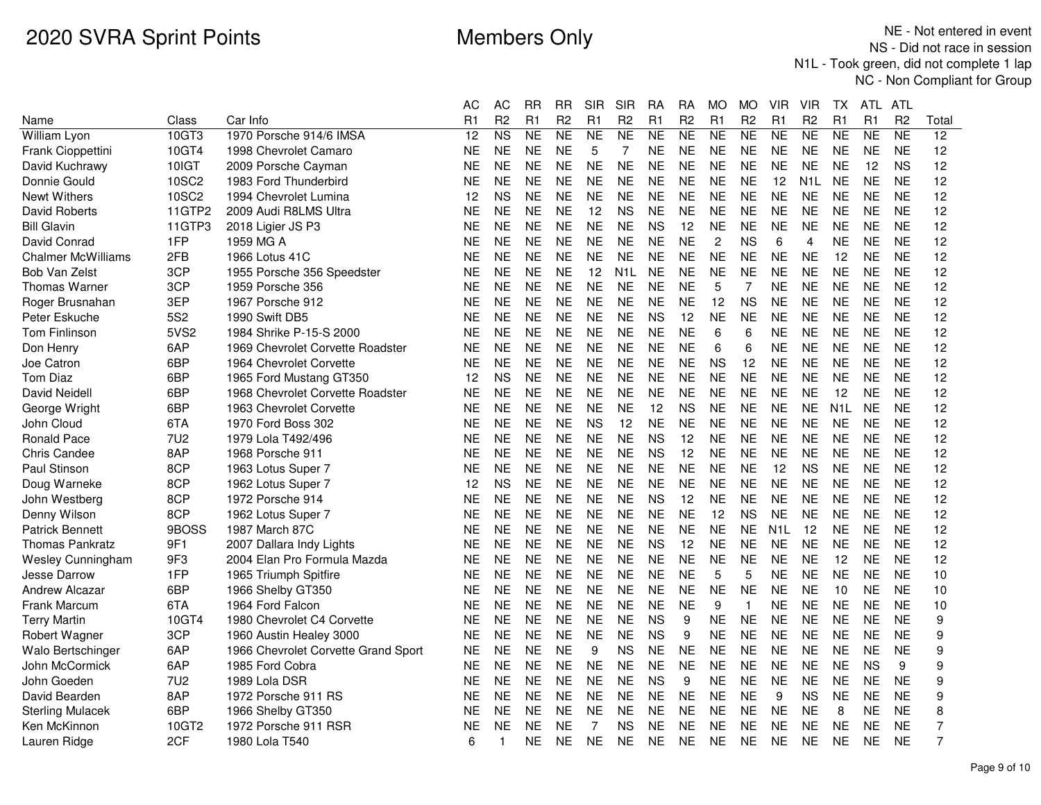# 2020 SVRA Sprint Points

## Members Only

NE - Not entered in event
NS - Did not race in session
N1L - Took green, did not complete 1 lap
NC - Non Compliant for Group

| Name | Class | Car Info | AC R1 | AC R2 | RR R1 | RR R2 | SIR R1 | SIR R2 | RA R1 | RA R2 | MO R1 | MO R2 | VIR R1 | VIR R2 | TX R1 | ATL R1 | ATL R2 | Total |
|---|---|---|---|---|---|---|---|---|---|---|---|---|---|---|---|---|---|---|
| William Lyon | 10GT3 | 1970 Porsche 914/6 IMSA | 12 | NS | NE | NE | NE | NE | NE | NE | NE | NE | NE | NE | NE | NE | NE | 12 |
| Frank Cioppettini | 10GT4 | 1998 Chevrolet Camaro | NE | NE | NE | NE | 5 | 7 | NE | NE | NE | NE | NE | NE | NE | NE | NE | 12 |
| David Kuchrawy | 10IGT | 2009 Porsche Cayman | NE | NE | NE | NE | NE | NE | NE | NE | NE | NE | NE | NE | NE | 12 | NS | 12 |
| Donnie Gould | 10SC2 | 1983 Ford Thunderbird | NE | NE | NE | NE | NE | NE | NE | NE | NE | NE | 12 | N1L | NE | NE | NE | 12 |
| Newt Withers | 10SC2 | 1994 Chevrolet Lumina | 12 | NS | NE | NE | NE | NE | NE | NE | NE | NE | NE | NE | NE | NE | NE | 12 |
| David Roberts | 11GTP2 | 2009 Audi R8LMS Ultra | NE | NE | NE | NE | 12 | NS | NE | NE | NE | NE | NE | NE | NE | NE | NE | 12 |
| Bill Glavin | 11GTP3 | 2018 Ligier JS P3 | NE | NE | NE | NE | NE | NE | NS | 12 | NE | NE | NE | NE | NE | NE | NE | 12 |
| David Conrad | 1FP | 1959 MG A | NE | NE | NE | NE | NE | NE | NE | NE | 2 | NS | 6 | 4 | NE | NE | NE | 12 |
| Chalmer McWilliams | 2FB | 1966 Lotus 41C | NE | NE | NE | NE | NE | NE | NE | NE | NE | NE | NE | NE | 12 | NE | NE | 12 |
| Bob Van Zelst | 3CP | 1955 Porsche 356 Speedster | NE | NE | NE | NE | 12 | N1L | NE | NE | NE | NE | NE | NE | NE | NE | NE | 12 |
| Thomas Warner | 3CP | 1959 Porsche 356 | NE | NE | NE | NE | NE | NE | NE | NE | 5 | 7 | NE | NE | NE | NE | NE | 12 |
| Roger Brusnahan | 3EP | 1967 Porsche 912 | NE | NE | NE | NE | NE | NE | NE | NE | 12 | NS | NE | NE | NE | NE | NE | 12 |
| Peter Eskuche | 5S2 | 1990 Swift DB5 | NE | NE | NE | NE | NE | NE | NS | 12 | NE | NE | NE | NE | NE | NE | NE | 12 |
| Tom Finlinson | 5VS2 | 1984 Shrike P-15-S 2000 | NE | NE | NE | NE | NE | NE | NE | NE | 6 | 6 | NE | NE | NE | NE | NE | 12 |
| Don Henry | 6AP | 1969 Chevrolet Corvette Roadster | NE | NE | NE | NE | NE | NE | NE | NE | 6 | 6 | NE | NE | NE | NE | NE | 12 |
| Joe Catron | 6BP | 1964 Chevrolet Corvette | NE | NE | NE | NE | NE | NE | NE | NE | NS | 12 | NE | NE | NE | NE | NE | 12 |
| Tom Diaz | 6BP | 1965 Ford Mustang GT350 | 12 | NS | NE | NE | NE | NE | NE | NE | NE | NE | NE | NE | NE | NE | NE | 12 |
| David Neidell | 6BP | 1968 Chevrolet Corvette Roadster | NE | NE | NE | NE | NE | NE | NE | NE | NE | NE | NE | NE | 12 | NE | NE | 12 |
| George Wright | 6BP | 1963 Chevrolet Corvette | NE | NE | NE | NE | NE | NE | 12 | NS | NE | NE | NE | NE | N1L | NE | NE | 12 |
| John Cloud | 6TA | 1970 Ford Boss 302 | NE | NE | NE | NE | NS | 12 | NE | NE | NE | NE | NE | NE | NE | NE | NE | 12 |
| Ronald Pace | 7U2 | 1979 Lola T492/496 | NE | NE | NE | NE | NE | NE | NS | 12 | NE | NE | NE | NE | NE | NE | NE | 12 |
| Chris Candee | 8AP | 1968 Porsche 911 | NE | NE | NE | NE | NE | NE | NS | 12 | NE | NE | NE | NE | NE | NE | NE | 12 |
| Paul Stinson | 8CP | 1963 Lotus Super 7 | NE | NE | NE | NE | NE | NE | NE | NE | NE | NE | 12 | NS | NE | NE | NE | 12 |
| Doug Warneke | 8CP | 1962 Lotus Super 7 | 12 | NS | NE | NE | NE | NE | NE | NE | NE | NE | NE | NE | NE | NE | NE | 12 |
| John Westberg | 8CP | 1972 Porsche 914 | NE | NE | NE | NE | NE | NE | NS | 12 | NE | NE | NE | NE | NE | NE | NE | 12 |
| Denny Wilson | 8CP | 1962 Lotus Super 7 | NE | NE | NE | NE | NE | NE | NE | NE | 12 | NS | NE | NE | NE | NE | NE | 12 |
| Patrick Bennett | 9BOSS | 1987 March 87C | NE | NE | NE | NE | NE | NE | NE | NE | NE | NE | N1L | 12 | NE | NE | NE | 12 |
| Thomas Pankratz | 9F1 | 2007 Dallara Indy Lights | NE | NE | NE | NE | NE | NE | NS | 12 | NE | NE | NE | NE | NE | NE | NE | 12 |
| Wesley Cunningham | 9F3 | 2004 Elan Pro Formula Mazda | NE | NE | NE | NE | NE | NE | NE | NE | NE | NE | NE | NE | 12 | NE | NE | 12 |
| Jesse Darrow | 1FP | 1965 Triumph Spitfire | NE | NE | NE | NE | NE | NE | NE | NE | 5 | 5 | NE | NE | NE | NE | NE | 10 |
| Andrew Alcazar | 6BP | 1966 Shelby GT350 | NE | NE | NE | NE | NE | NE | NE | NE | NE | NE | NE | NE | 10 | NE | NE | 10 |
| Frank Marcum | 6TA | 1964 Ford Falcon | NE | NE | NE | NE | NE | NE | NE | NE | 9 | 1 | NE | NE | NE | NE | NE | 10 |
| Terry Martin | 10GT4 | 1980 Chevrolet C4 Corvette | NE | NE | NE | NE | NE | NE | NS | 9 | NE | NE | NE | NE | NE | NE | NE | 9 |
| Robert Wagner | 3CP | 1960 Austin Healey 3000 | NE | NE | NE | NE | NE | NE | NS | 9 | NE | NE | NE | NE | NE | NE | NE | 9 |
| Walo Bertschinger | 6AP | 1966 Chevrolet Corvette Grand Sport | NE | NE | NE | NE | 9 | NS | NE | NE | NE | NE | NE | NE | NE | NE | NE | 9 |
| John McCormick | 6AP | 1985 Ford Cobra | NE | NE | NE | NE | NE | NE | NE | NE | NE | NE | NE | NE | NE | NS | 9 | 9 |
| John Goeden | 7U2 | 1989 Lola DSR | NE | NE | NE | NE | NE | NE | NS | 9 | NE | NE | NE | NE | NE | NE | NE | 9 |
| David Bearden | 8AP | 1972 Porsche 911 RS | NE | NE | NE | NE | NE | NE | NE | NE | NE | NE | 9 | NS | NE | NE | NE | 9 |
| Sterling Mulacek | 6BP | 1966 Shelby GT350 | NE | NE | NE | NE | NE | NE | NE | NE | NE | NE | NE | NE | 8 | NE | NE | 8 |
| Ken McKinnon | 10GT2 | 1972 Porsche 911 RSR | NE | NE | NE | NE | 7 | NS | NE | NE | NE | NE | NE | NE | NE | NE | NE | 7 |
| Lauren Ridge | 2CF | 1980 Lola T540 | 6 | 1 | NE | NE | NE | NE | NE | NE | NE | NE | NE | NE | NE | NE | NE | 7 |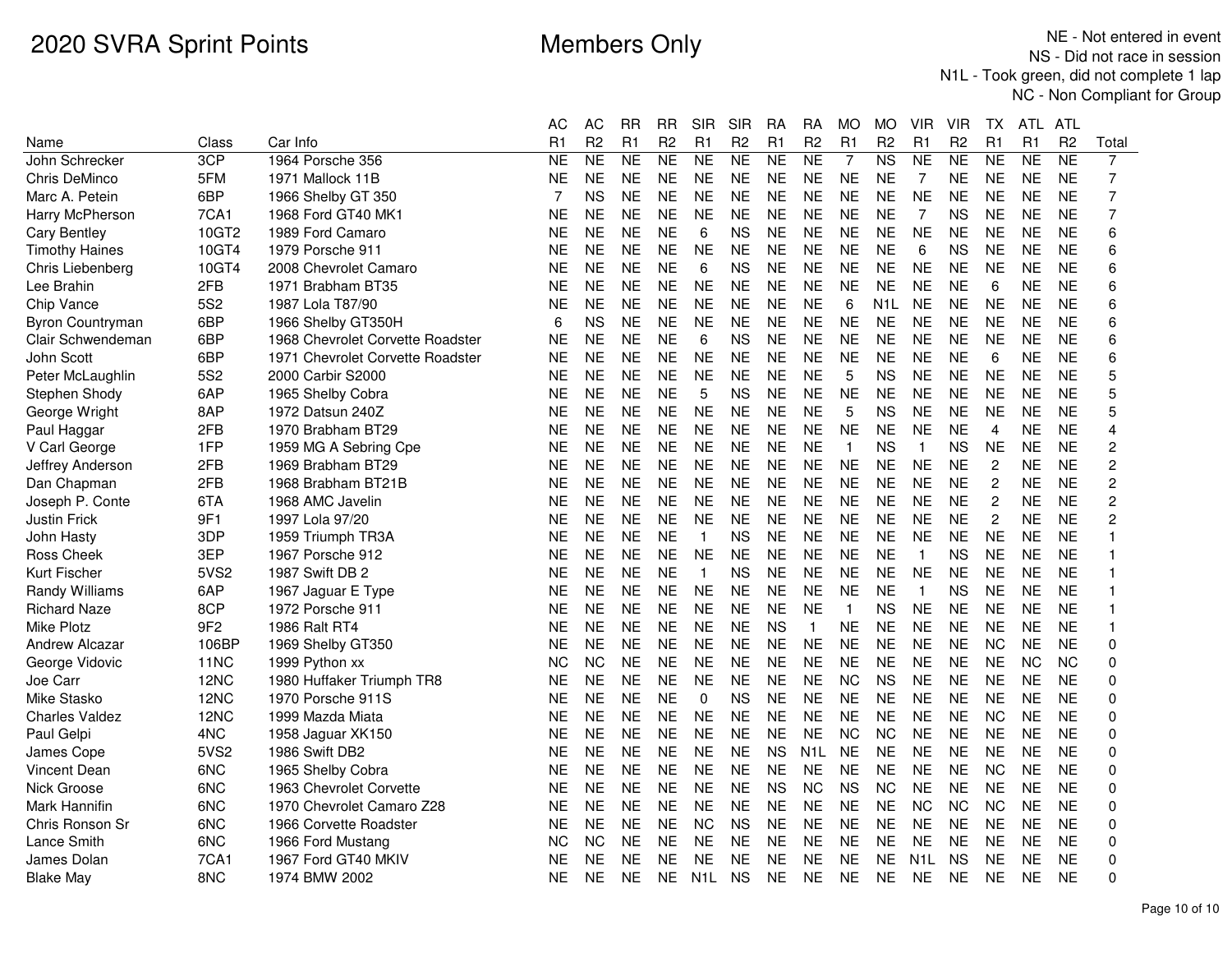# 2020 SVRA Sprint Points

Members Only

NE - Not entered in event
NS - Did not race in session
N1L - Took green, did not complete 1 lap
NC - Non Compliant for Group

| Name | Class | Car Info | AC R1 | AC R2 | RR R1 | RR R2 | SIR R1 | SIR R2 | RA R1 | RA R2 | MO R1 | MO R2 | VIR R1 | VIR R2 | TX R1 | ATL R1 | ATL R2 | Total |
|---|---|---|---|---|---|---|---|---|---|---|---|---|---|---|---|---|---|---|
| John Schrecker | 3CP | 1964 Porsche 356 | NE | NE | NE | NE | NE | NE | NE | NE | 7 | NS | NE | NE | NE | NE | NE | 7 |
| Chris DeMinco | 5FM | 1971 Mallock 11B | NE | NE | NE | NE | NE | NE | NE | NE | NE | NE | 7 | NE | NE | NE | NE | 7 |
| Marc A. Petein | 6BP | 1966 Shelby GT 350 | 7 | NS | NE | NE | NE | NE | NE | NE | NE | NE | NE | NE | NE | NE | NE | 7 |
| Harry McPherson | 7CA1 | 1968 Ford GT40 MK1 | NE | NE | NE | NE | NE | NE | NE | NE | NE | NE | 7 | NS | NE | NE | NE | 7 |
| Cary Bentley | 10GT2 | 1989 Ford Camaro | NE | NE | NE | NE | 6 | NS | NE | NE | NE | NE | NE | NE | NE | NE | NE | 6 |
| Timothy Haines | 10GT4 | 1979 Porsche 911 | NE | NE | NE | NE | NE | NE | NE | NE | NE | NE | 6 | NS | NE | NE | NE | 6 |
| Chris Liebenberg | 10GT4 | 2008 Chevrolet Camaro | NE | NE | NE | NE | 6 | NS | NE | NE | NE | NE | NE | NE | NE | NE | NE | 6 |
| Lee Brahin | 2FB | 1971 Brabham BT35 | NE | NE | NE | NE | NE | NE | NE | NE | NE | NE | NE | NE | 6 | NE | NE | 6 |
| Chip Vance | 5S2 | 1987 Lola T87/90 | NE | NE | NE | NE | NE | NE | NE | NE | 6 | N1L | NE | NE | NE | NE | NE | 6 |
| Byron Countryman | 6BP | 1966 Shelby GT350H | 6 | NS | NE | NE | NE | NE | NE | NE | NE | NE | NE | NE | NE | NE | NE | 6 |
| Clair Schwendeman | 6BP | 1968 Chevrolet Corvette Roadster | NE | NE | NE | NE | 6 | NS | NE | NE | NE | NE | NE | NE | NE | NE | NE | 6 |
| John Scott | 6BP | 1971 Chevrolet Corvette Roadster | NE | NE | NE | NE | NE | NE | NE | NE | NE | NE | NE | NE | 6 | NE | NE | 6 |
| Peter McLaughlin | 5S2 | 2000 Carbir S2000 | NE | NE | NE | NE | NE | NE | NE | NE | 5 | NS | NE | NE | NE | NE | NE | 5 |
| Stephen Shody | 6AP | 1965 Shelby Cobra | NE | NE | NE | NE | 5 | NS | NE | NE | NE | NE | NE | NE | NE | NE | NE | 5 |
| George Wright | 8AP | 1972 Datsun 240Z | NE | NE | NE | NE | NE | NE | NE | NE | 5 | NS | NE | NE | NE | NE | NE | 5 |
| Paul Haggar | 2FB | 1970 Brabham BT29 | NE | NE | NE | NE | NE | NE | NE | NE | NE | NE | NE | NE | 4 | NE | NE | 4 |
| V Carl George | 1FP | 1959 MG A Sebring Cpe | NE | NE | NE | NE | NE | NE | NE | NE | 1 | NS | 1 | NS | NE | NE | NE | 2 |
| Jeffrey Anderson | 2FB | 1969 Brabham BT29 | NE | NE | NE | NE | NE | NE | NE | NE | NE | NE | NE | NE | 2 | NE | NE | 2 |
| Dan Chapman | 2FB | 1968 Brabham BT21B | NE | NE | NE | NE | NE | NE | NE | NE | NE | NE | NE | NE | 2 | NE | NE | 2 |
| Joseph P. Conte | 6TA | 1968 AMC Javelin | NE | NE | NE | NE | NE | NE | NE | NE | NE | NE | NE | NE | 2 | NE | NE | 2 |
| Justin Frick | 9F1 | 1997 Lola 97/20 | NE | NE | NE | NE | NE | NE | NE | NE | NE | NE | NE | NE | 2 | NE | NE | 2 |
| John Hasty | 3DP | 1959 Triumph TR3A | NE | NE | NE | NE | 1 | NS | NE | NE | NE | NE | NE | NE | NE | NE | NE | 1 |
| Ross Cheek | 3EP | 1967 Porsche 912 | NE | NE | NE | NE | NE | NE | NE | NE | NE | NE | 1 | NS | NE | NE | NE | 1 |
| Kurt Fischer | 5VS2 | 1987 Swift DB 2 | NE | NE | NE | NE | 1 | NS | NE | NE | NE | NE | NE | NE | NE | NE | NE | 1 |
| Randy Williams | 6AP | 1967 Jaguar E Type | NE | NE | NE | NE | NE | NE | NE | NE | NE | NE | 1 | NS | NE | NE | NE | 1 |
| Richard Naze | 8CP | 1972 Porsche 911 | NE | NE | NE | NE | NE | NE | NE | NE | 1 | NS | NE | NE | NE | NE | NE | 1 |
| Mike Plotz | 9F2 | 1986 Ralt RT4 | NE | NE | NE | NE | NE | NE | NS | 1 | NE | NE | NE | NE | NE | NE | NE | 1 |
| Andrew Alcazar | 106BP | 1969 Shelby GT350 | NE | NE | NE | NE | NE | NE | NE | NE | NE | NE | NE | NE | NC | NE | NE | 0 |
| George Vidovic | 11NC | 1999 Python xx | NC | NC | NE | NE | NE | NE | NE | NE | NE | NE | NE | NE | NE | NC | NC | 0 |
| Joe Carr | 12NC | 1980 Huffaker Triumph TR8 | NE | NE | NE | NE | NE | NE | NE | NE | NC | NS | NE | NE | NE | NE | NE | 0 |
| Mike Stasko | 12NC | 1970 Porsche 911S | NE | NE | NE | NE | 0 | NS | NE | NE | NE | NE | NE | NE | NE | NE | NE | 0 |
| Charles Valdez | 12NC | 1999 Mazda Miata | NE | NE | NE | NE | NE | NE | NE | NE | NE | NE | NE | NE | NC | NE | NE | 0 |
| Paul Gelpi | 4NC | 1958 Jaguar XK150 | NE | NE | NE | NE | NE | NE | NE | NE | NC | NC | NE | NE | NE | NE | NE | 0 |
| James Cope | 5VS2 | 1986 Swift DB2 | NE | NE | NE | NE | NE | NE | NS | N1L | NE | NE | NE | NE | NE | NE | NE | 0 |
| Vincent Dean | 6NC | 1965 Shelby Cobra | NE | NE | NE | NE | NE | NE | NE | NE | NE | NE | NE | NE | NC | NE | NE | 0 |
| Nick Groose | 6NC | 1963 Chevrolet Corvette | NE | NE | NE | NE | NE | NE | NS | NC | NS | NC | NE | NE | NE | NE | NE | 0 |
| Mark Hannifin | 6NC | 1970 Chevrolet Camaro Z28 | NE | NE | NE | NE | NE | NE | NE | NE | NE | NE | NC | NC | NC | NE | NE | 0 |
| Chris Ronson Sr | 6NC | 1966 Corvette Roadster | NE | NE | NE | NE | NC | NS | NE | NE | NE | NE | NE | NE | NE | NE | NE | 0 |
| Lance Smith | 6NC | 1966 Ford Mustang | NC | NC | NE | NE | NE | NE | NE | NE | NE | NE | NE | NE | NE | NE | NE | 0 |
| James Dolan | 7CA1 | 1967 Ford GT40 MKIV | NE | NE | NE | NE | NE | NE | NE | NE | NE | NE | N1L | NS | NE | NE | NE | 0 |
| Blake May | 8NC | 1974 BMW 2002 | NE | NE | NE | NE | N1L | NS | NE | NE | NE | NE | NE | NE | NE | NE | NE | 0 |